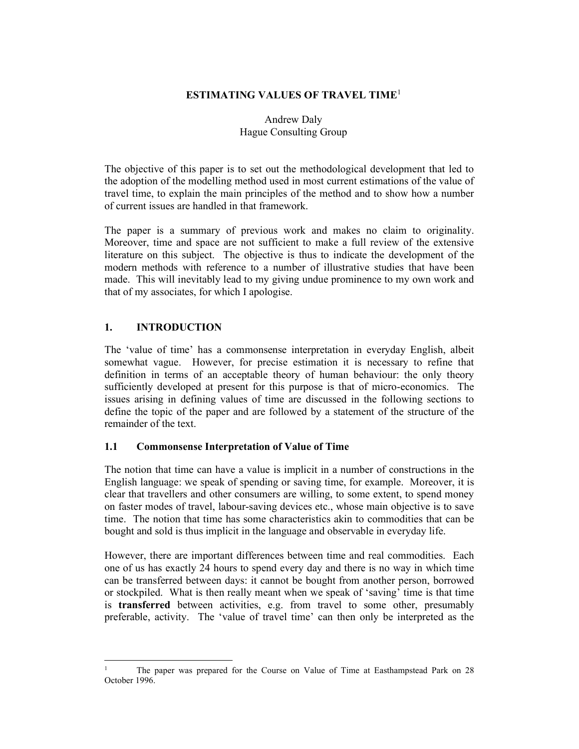# ESTIMATING VALUES OF TRAVEL TIME[1]

Andrew Daly
Hague Consulting Group

The objective of this paper is to set out the methodological development that led to the adoption of the modelling method used in most current estimations of the value of travel time, to explain the main principles of the method and to show how a number of current issues are handled in that framework.

The paper is a summary of previous work and makes no claim to originality. Moreover, time and space are not sufficient to make a full review of the extensive literature on this subject. The objective is thus to indicate the development of the modern methods with reference to a number of illustrative studies that have been made. This will inevitably lead to my giving undue prominence to my own work and that of my associates, for which I apologise.

## 1. INTRODUCTION

The 'value of time' has a commonsense interpretation in everyday English, albeit somewhat vague. However, for precise estimation it is necessary to refine that definition in terms of an acceptable theory of human behaviour: the only theory sufficiently developed at present for this purpose is that of micro-economics. The issues arising in defining values of time are discussed in the following sections to define the topic of the paper and are followed by a statement of the structure of the remainder of the text.

### 1.1 Commonsense Interpretation of Value of Time

The notion that time can have a value is implicit in a number of constructions in the English language: we speak of spending or saving time, for example. Moreover, it is clear that travellers and other consumers are willing, to some extent, to spend money on faster modes of travel, labour-saving devices etc., whose main objective is to save time. The notion that time has some characteristics akin to commodities that can be bought and sold is thus implicit in the language and observable in everyday life.

However, there are important differences between time and real commodities. Each one of us has exactly 24 hours to spend every day and there is no way in which time can be transferred between days: it cannot be bought from another person, borrowed or stockpiled. What is then really meant when we speak of 'saving' time is that time is **transferred** between activities, e.g. from travel to some other, presumably preferable, activity. The 'value of travel time' can then only be interpreted as the

[1] The paper was prepared for the Course on Value of Time at Easthampstead Park on 28 October 1996.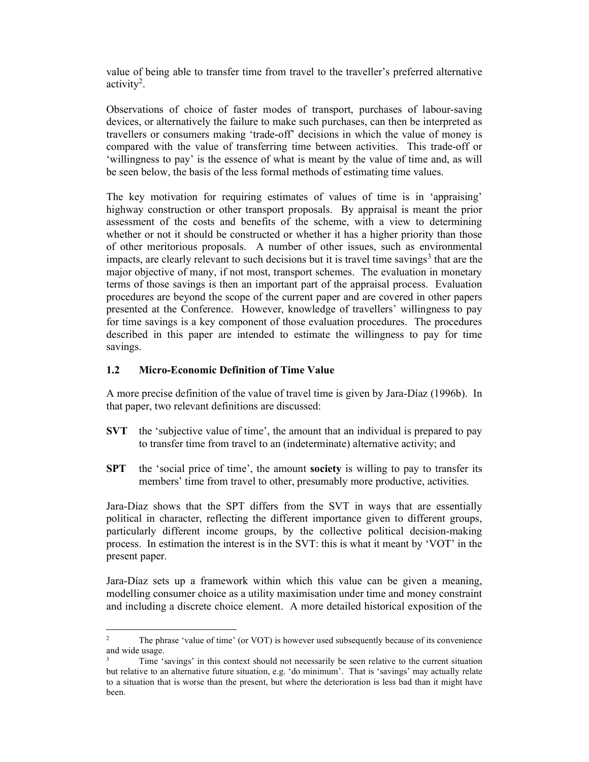value of being able to transfer time from travel to the traveller's preferred alternative activity[2].

Observations of choice of faster modes of transport, purchases of labour-saving devices, or alternatively the failure to make such purchases, can then be interpreted as travellers or consumers making 'trade-off' decisions in which the value of money is compared with the value of transferring time between activities. This trade-off or 'willingness to pay' is the essence of what is meant by the value of time and, as will be seen below, the basis of the less formal methods of estimating time values.

The key motivation for requiring estimates of values of time is in 'appraising' highway construction or other transport proposals. By appraisal is meant the prior assessment of the costs and benefits of the scheme, with a view to determining whether or not it should be constructed or whether it has a higher priority than those of other meritorious proposals. A number of other issues, such as environmental impacts, are clearly relevant to such decisions but it is travel time savings[3] that are the major objective of many, if not most, transport schemes. The evaluation in monetary terms of those savings is then an important part of the appraisal process. Evaluation procedures are beyond the scope of the current paper and are covered in other papers presented at the Conference. However, knowledge of travellers' willingness to pay for time savings is a key component of those evaluation procedures. The procedures described in this paper are intended to estimate the willingness to pay for time savings.

### 1.2 Micro-Economic Definition of Time Value

A more precise definition of the value of travel time is given by Jara-Díaz (1996b). In that paper, two relevant definitions are discussed:

**SVT** the 'subjective value of time', the amount that an individual is prepared to pay to transfer time from travel to an (indeterminate) alternative activity; and

**SPT** the 'social price of time', the amount **society** is willing to pay to transfer its members' time from travel to other, presumably more productive, activities.

Jara-Díaz shows that the SPT differs from the SVT in ways that are essentially political in character, reflecting the different importance given to different groups, particularly different income groups, by the collective political decision-making process. In estimation the interest is in the SVT: this is what it meant by 'VOT' in the present paper.

Jara-Díaz sets up a framework within which this value can be given a meaning, modelling consumer choice as a utility maximisation under time and money constraint and including a discrete choice element. A more detailed historical exposition of the

---

[2] The phrase 'value of time' (or VOT) is however used subsequently because of its convenience and wide usage.

[3] Time 'savings' in this context should not necessarily be seen relative to the current situation but relative to an alternative future situation, e.g. 'do minimum'. That is 'savings' may actually relate to a situation that is worse than the present, but where the deterioration is less bad than it might have been.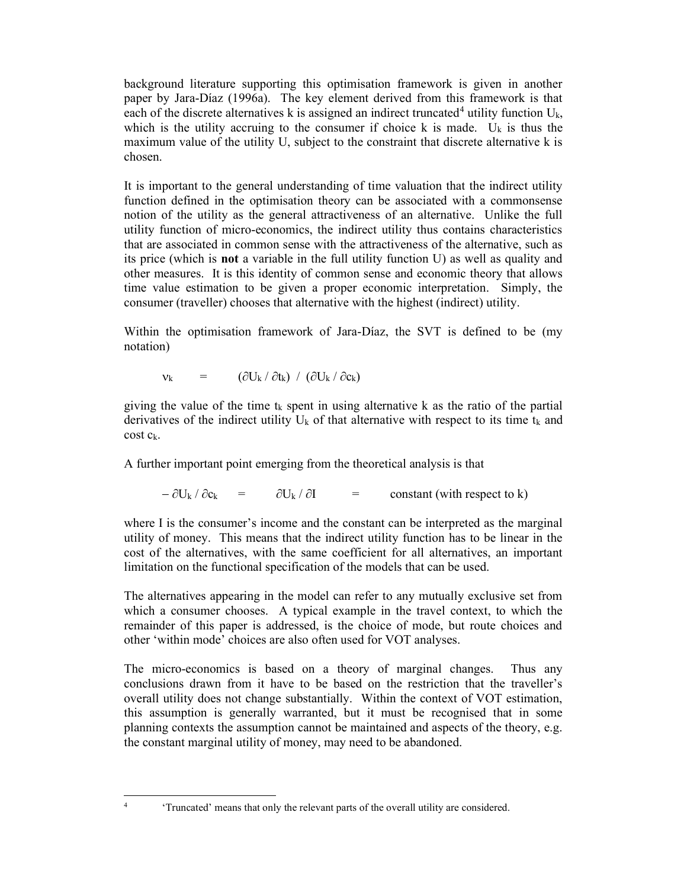background literature supporting this optimisation framework is given in another paper by Jara-Díaz (1996a). The key element derived from this framework is that each of the discrete alternatives k is assigned an indirect truncated[4] utility function $U_k$, which is the utility accruing to the consumer if choice k is made. $U_k$ is thus the maximum value of the utility U, subject to the constraint that discrete alternative k is chosen.

It is important to the general understanding of time valuation that the indirect utility function defined in the optimisation theory can be associated with a commonsense notion of the utility as the general attractiveness of an alternative. Unlike the full utility function of micro-economics, the indirect utility thus contains characteristics that are associated in common sense with the attractiveness of the alternative, such as its price (which is **not** a variable in the full utility function U) as well as quality and other measures. It is this identity of common sense and economic theory that allows time value estimation to be given a proper economic interpretation. Simply, the consumer (traveller) chooses that alternative with the highest (indirect) utility.

Within the optimisation framework of Jara-Díaz, the SVT is defined to be (my notation)

$$\nu_k = (\partial U_k / \partial t_k) \; / \; (\partial U_k / \partial c_k)$$

giving the value of the time $t_k$ spent in using alternative k as the ratio of the partial derivatives of the indirect utility $U_k$ of that alternative with respect to its time $t_k$ and cost $c_k$.

A further important point emerging from the theoretical analysis is that

$$-\,\partial U_k / \partial c_k \quad = \quad \partial U_k / \partial I \quad = \quad \text{constant (with respect to k)}$$

where I is the consumer's income and the constant can be interpreted as the marginal utility of money. This means that the indirect utility function has to be linear in the cost of the alternatives, with the same coefficient for all alternatives, an important limitation on the functional specification of the models that can be used.

The alternatives appearing in the model can refer to any mutually exclusive set from which a consumer chooses. A typical example in the travel context, to which the remainder of this paper is addressed, is the choice of mode, but route choices and other 'within mode' choices are also often used for VOT analyses.

The micro-economics is based on a theory of marginal changes. Thus any conclusions drawn from it have to be based on the restriction that the traveller's overall utility does not change substantially. Within the context of VOT estimation, this assumption is generally warranted, but it must be recognised that in some planning contexts the assumption cannot be maintained and aspects of the theory, e.g. the constant marginal utility of money, may need to be abandoned.

[4] 'Truncated' means that only the relevant parts of the overall utility are considered.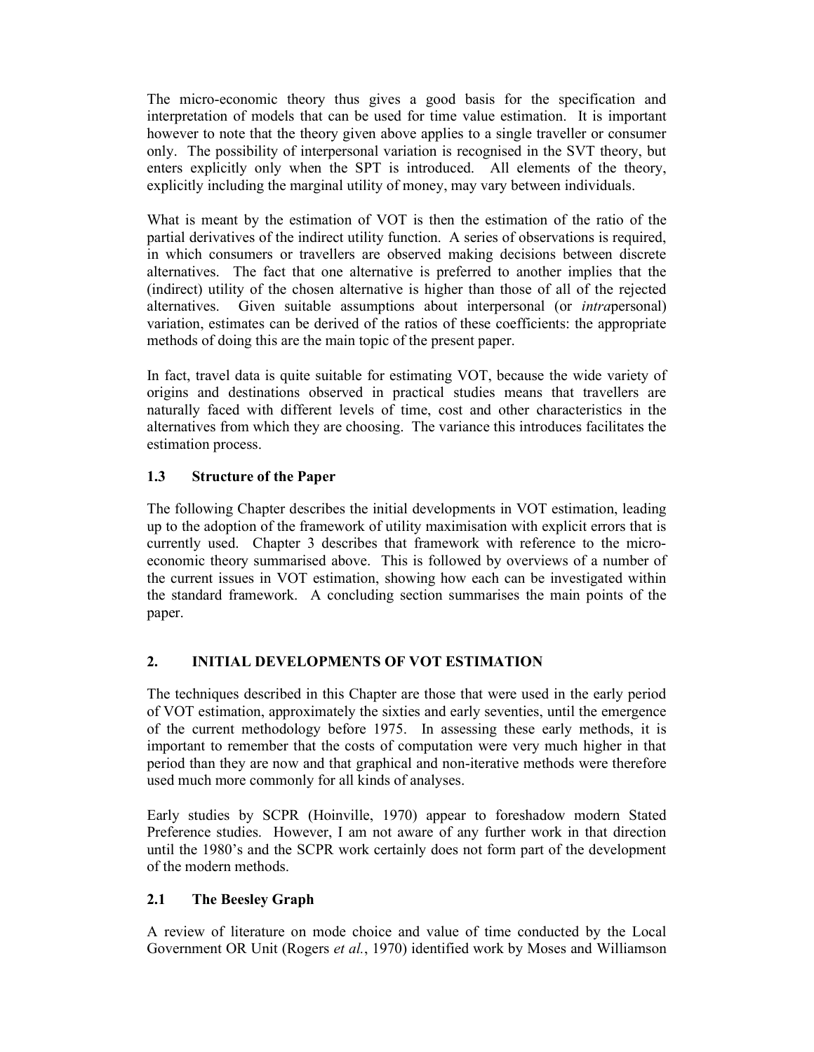The micro-economic theory thus gives a good basis for the specification and interpretation of models that can be used for time value estimation. It is important however to note that the theory given above applies to a single traveller or consumer only. The possibility of interpersonal variation is recognised in the SVT theory, but enters explicitly only when the SPT is introduced. All elements of the theory, explicitly including the marginal utility of money, may vary between individuals.

What is meant by the estimation of VOT is then the estimation of the ratio of the partial derivatives of the indirect utility function. A series of observations is required, in which consumers or travellers are observed making decisions between discrete alternatives. The fact that one alternative is preferred to another implies that the (indirect) utility of the chosen alternative is higher than those of all of the rejected alternatives. Given suitable assumptions about interpersonal (or *intra*personal) variation, estimates can be derived of the ratios of these coefficients: the appropriate methods of doing this are the main topic of the present paper.

In fact, travel data is quite suitable for estimating VOT, because the wide variety of origins and destinations observed in practical studies means that travellers are naturally faced with different levels of time, cost and other characteristics in the alternatives from which they are choosing. The variance this introduces facilitates the estimation process.

### 1.3 Structure of the Paper

The following Chapter describes the initial developments in VOT estimation, leading up to the adoption of the framework of utility maximisation with explicit errors that is currently used. Chapter 3 describes that framework with reference to the micro-economic theory summarised above. This is followed by overviews of a number of the current issues in VOT estimation, showing how each can be investigated within the standard framework. A concluding section summarises the main points of the paper.

## 2. INITIAL DEVELOPMENTS OF VOT ESTIMATION

The techniques described in this Chapter are those that were used in the early period of VOT estimation, approximately the sixties and early seventies, until the emergence of the current methodology before 1975. In assessing these early methods, it is important to remember that the costs of computation were very much higher in that period than they are now and that graphical and non-iterative methods were therefore used much more commonly for all kinds of analyses.

Early studies by SCPR (Hoinville, 1970) appear to foreshadow modern Stated Preference studies. However, I am not aware of any further work in that direction until the 1980's and the SCPR work certainly does not form part of the development of the modern methods.

### 2.1 The Beesley Graph

A review of literature on mode choice and value of time conducted by the Local Government OR Unit (Rogers *et al.*, 1970) identified work by Moses and Williamson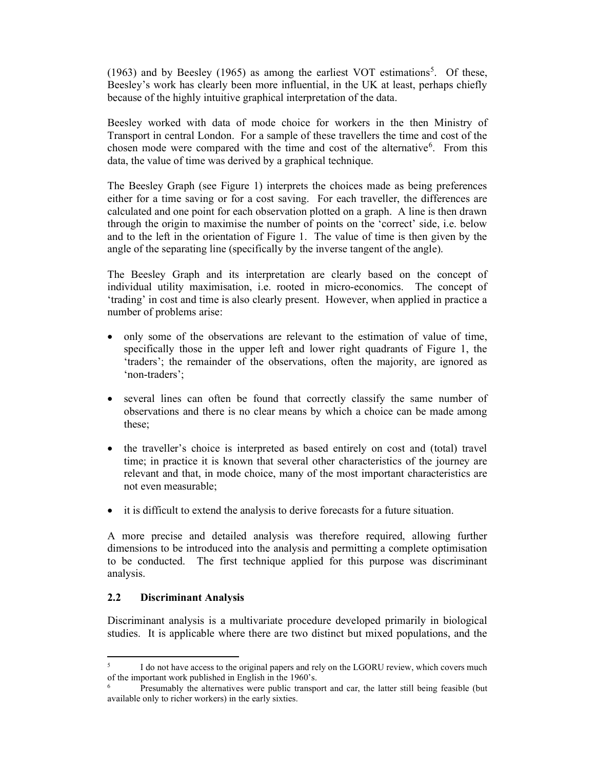(1963) and by Beesley (1965) as among the earliest VOT estimations[5]. Of these, Beesley's work has clearly been more influential, in the UK at least, perhaps chiefly because of the highly intuitive graphical interpretation of the data.

Beesley worked with data of mode choice for workers in the then Ministry of Transport in central London. For a sample of these travellers the time and cost of the chosen mode were compared with the time and cost of the alternative[6]. From this data, the value of time was derived by a graphical technique.

The Beesley Graph (see Figure 1) interprets the choices made as being preferences either for a time saving or for a cost saving. For each traveller, the differences are calculated and one point for each observation plotted on a graph. A line is then drawn through the origin to maximise the number of points on the 'correct' side, i.e. below and to the left in the orientation of Figure 1. The value of time is then given by the angle of the separating line (specifically by the inverse tangent of the angle).

The Beesley Graph and its interpretation are clearly based on the concept of individual utility maximisation, i.e. rooted in micro-economics. The concept of 'trading' in cost and time is also clearly present. However, when applied in practice a number of problems arise:

- only some of the observations are relevant to the estimation of value of time, specifically those in the upper left and lower right quadrants of Figure 1, the 'traders'; the remainder of the observations, often the majority, are ignored as 'non-traders';
- several lines can often be found that correctly classify the same number of observations and there is no clear means by which a choice can be made among these;
- the traveller's choice is interpreted as based entirely on cost and (total) travel time; in practice it is known that several other characteristics of the journey are relevant and that, in mode choice, many of the most important characteristics are not even measurable;
- it is difficult to extend the analysis to derive forecasts for a future situation.

A more precise and detailed analysis was therefore required, allowing further dimensions to be introduced into the analysis and permitting a complete optimisation to be conducted. The first technique applied for this purpose was discriminant analysis.

## 2.2 Discriminant Analysis

Discriminant analysis is a multivariate procedure developed primarily in biological studies. It is applicable where there are two distinct but mixed populations, and the

---

[5] I do not have access to the original papers and rely on the LGORU review, which covers much of the important work published in English in the 1960's.

[6] Presumably the alternatives were public transport and car, the latter still being feasible (but available only to richer workers) in the early sixties.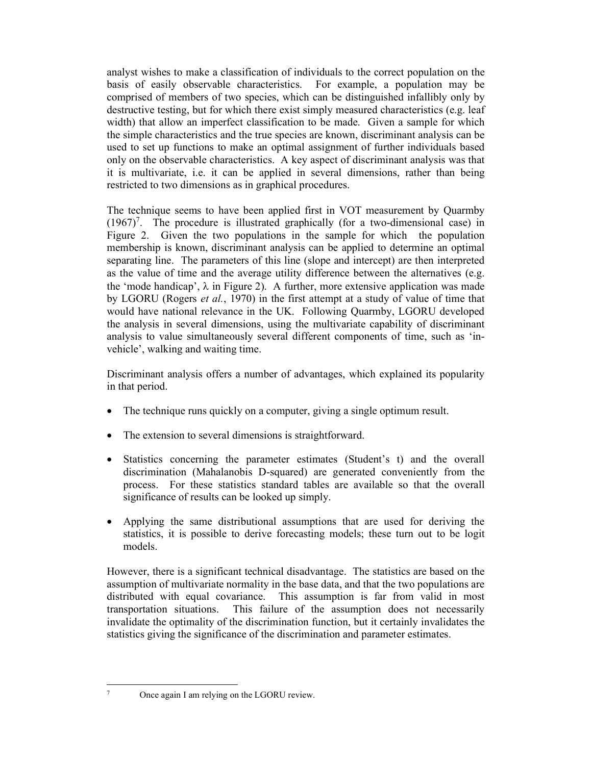analyst wishes to make a classification of individuals to the correct population on the basis of easily observable characteristics. For example, a population may be comprised of members of two species, which can be distinguished infallibly only by destructive testing, but for which there exist simply measured characteristics (e.g. leaf width) that allow an imperfect classification to be made. Given a sample for which the simple characteristics and the true species are known, discriminant analysis can be used to set up functions to make an optimal assignment of further individuals based only on the observable characteristics. A key aspect of discriminant analysis was that it is multivariate, i.e. it can be applied in several dimensions, rather than being restricted to two dimensions as in graphical procedures.

The technique seems to have been applied first in VOT measurement by Quarmby (1967)[7]. The procedure is illustrated graphically (for a two-dimensional case) in Figure 2. Given the two populations in the sample for which the population membership is known, discriminant analysis can be applied to determine an optimal separating line. The parameters of this line (slope and intercept) are then interpreted as the value of time and the average utility difference between the alternatives (e.g. the 'mode handicap', $\lambda$ in Figure 2). A further, more extensive application was made by LGORU (Rogers *et al.*, 1970) in the first attempt at a study of value of time that would have national relevance in the UK. Following Quarmby, LGORU developed the analysis in several dimensions, using the multivariate capability of discriminant analysis to value simultaneously several different components of time, such as 'in-vehicle', walking and waiting time.

Discriminant analysis offers a number of advantages, which explained its popularity in that period.

- The technique runs quickly on a computer, giving a single optimum result.
- The extension to several dimensions is straightforward.
- Statistics concerning the parameter estimates (Student's t) and the overall discrimination (Mahalanobis D-squared) are generated conveniently from the process. For these statistics standard tables are available so that the overall significance of results can be looked up simply.
- Applying the same distributional assumptions that are used for deriving the statistics, it is possible to derive forecasting models; these turn out to be logit models.

However, there is a significant technical disadvantage. The statistics are based on the assumption of multivariate normality in the base data, and that the two populations are distributed with equal covariance. This assumption is far from valid in most transportation situations. This failure of the assumption does not necessarily invalidate the optimality of the discrimination function, but it certainly invalidates the statistics giving the significance of the discrimination and parameter estimates.

[7] Once again I am relying on the LGORU review.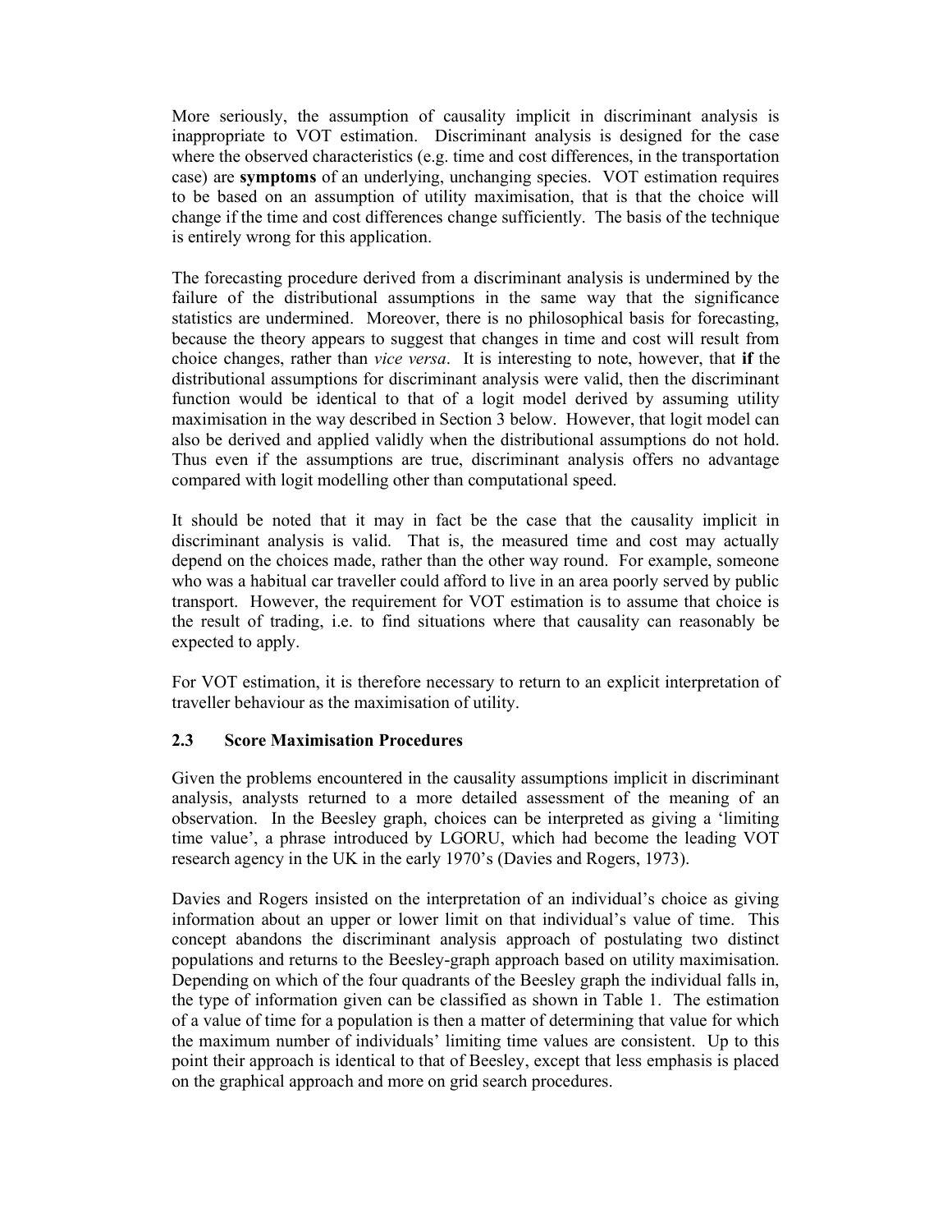More seriously, the assumption of causality implicit in discriminant analysis is inappropriate to VOT estimation. Discriminant analysis is designed for the case where the observed characteristics (e.g. time and cost differences, in the transportation case) are **symptoms** of an underlying, unchanging species. VOT estimation requires to be based on an assumption of utility maximisation, that is that the choice will change if the time and cost differences change sufficiently. The basis of the technique is entirely wrong for this application.

The forecasting procedure derived from a discriminant analysis is undermined by the failure of the distributional assumptions in the same way that the significance statistics are undermined. Moreover, there is no philosophical basis for forecasting, because the theory appears to suggest that changes in time and cost will result from choice changes, rather than *vice versa*. It is interesting to note, however, that **if** the distributional assumptions for discriminant analysis were valid, then the discriminant function would be identical to that of a logit model derived by assuming utility maximisation in the way described in Section 3 below. However, that logit model can also be derived and applied validly when the distributional assumptions do not hold. Thus even if the assumptions are true, discriminant analysis offers no advantage compared with logit modelling other than computational speed.

It should be noted that it may in fact be the case that the causality implicit in discriminant analysis is valid. That is, the measured time and cost may actually depend on the choices made, rather than the other way round. For example, someone who was a habitual car traveller could afford to live in an area poorly served by public transport. However, the requirement for VOT estimation is to assume that choice is the result of trading, i.e. to find situations where that causality can reasonably be expected to apply.

For VOT estimation, it is therefore necessary to return to an explicit interpretation of traveller behaviour as the maximisation of utility.

### 2.3 Score Maximisation Procedures

Given the problems encountered in the causality assumptions implicit in discriminant analysis, analysts returned to a more detailed assessment of the meaning of an observation. In the Beesley graph, choices can be interpreted as giving a 'limiting time value', a phrase introduced by LGORU, which had become the leading VOT research agency in the UK in the early 1970's (Davies and Rogers, 1973).

Davies and Rogers insisted on the interpretation of an individual's choice as giving information about an upper or lower limit on that individual's value of time. This concept abandons the discriminant analysis approach of postulating two distinct populations and returns to the Beesley-graph approach based on utility maximisation. Depending on which of the four quadrants of the Beesley graph the individual falls in, the type of information given can be classified as shown in Table 1. The estimation of a value of time for a population is then a matter of determining that value for which the maximum number of individuals' limiting time values are consistent. Up to this point their approach is identical to that of Beesley, except that less emphasis is placed on the graphical approach and more on grid search procedures.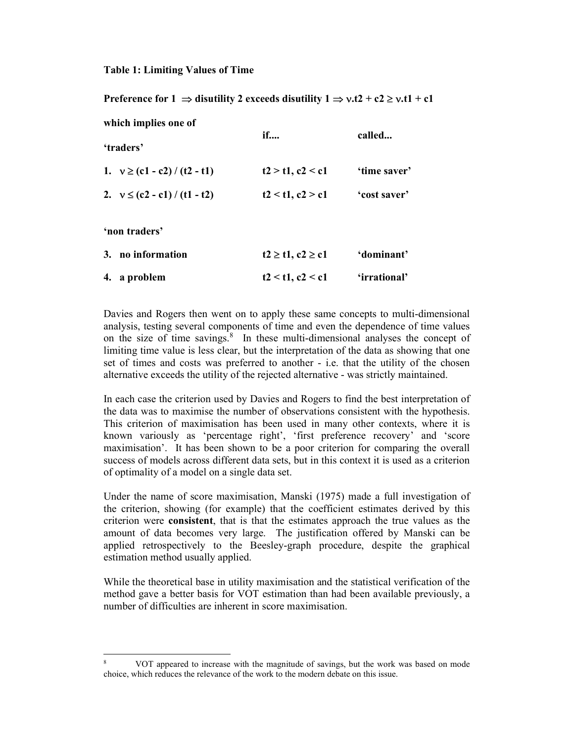**Table 1: Limiting Values of Time**

**Preference for 1 $\Rightarrow$ disutility 2 exceeds disutility 1 $\Rightarrow$ $\nu.t2 + c2 \geq \nu.t1 + c1$**

**which implies one of**

| | **if....** | **called...** |
|---|---|---|
| **'traders'** | | |
| **1. $\nu \geq (c1 - c2) / (t2 - t1)$** | **$t2 > t1, c2 < c1$** | **'time saver'** |
| **2. $\nu \leq (c2 - c1) / (t1 - t2)$** | **$t2 < t1, c2 > c1$** | **'cost saver'** |
| **'non traders'** | | |
| **3. no information** | **$t2 \geq t1, c2 \geq c1$** | **'dominant'** |
| **4. a problem** | **$t2 < t1, c2 < c1$** | **'irrational'** |

Davies and Rogers then went on to apply these same concepts to multi-dimensional analysis, testing several components of time and even the dependence of time values on the size of time savings.[8] In these multi-dimensional analyses the concept of limiting time value is less clear, but the interpretation of the data as showing that one set of times and costs was preferred to another - i.e. that the utility of the chosen alternative exceeds the utility of the rejected alternative - was strictly maintained.

In each case the criterion used by Davies and Rogers to find the best interpretation of the data was to maximise the number of observations consistent with the hypothesis. This criterion of maximisation has been used in many other contexts, where it is known variously as 'percentage right', 'first preference recovery' and 'score maximisation'. It has been shown to be a poor criterion for comparing the overall success of models across different data sets, but in this context it is used as a criterion of optimality of a model on a single data set.

Under the name of score maximisation, Manski (1975) made a full investigation of the criterion, showing (for example) that the coefficient estimates derived by this criterion were **consistent**, that is that the estimates approach the true values as the amount of data becomes very large. The justification offered by Manski can be applied retrospectively to the Beesley-graph procedure, despite the graphical estimation method usually applied.

While the theoretical base in utility maximisation and the statistical verification of the method gave a better basis for VOT estimation than had been available previously, a number of difficulties are inherent in score maximisation.

[8] VOT appeared to increase with the magnitude of savings, but the work was based on mode choice, which reduces the relevance of the work to the modern debate on this issue.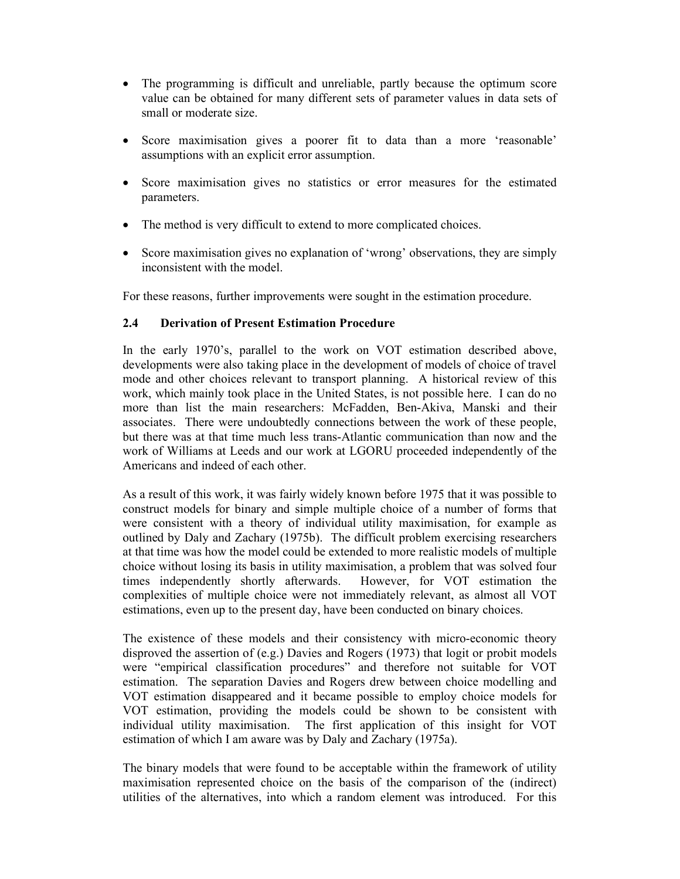- The programming is difficult and unreliable, partly because the optimum score value can be obtained for many different sets of parameter values in data sets of small or moderate size.
- Score maximisation gives a poorer fit to data than a more 'reasonable' assumptions with an explicit error assumption.
- Score maximisation gives no statistics or error measures for the estimated parameters.
- The method is very difficult to extend to more complicated choices.
- Score maximisation gives no explanation of 'wrong' observations, they are simply inconsistent with the model.

For these reasons, further improvements were sought in the estimation procedure.

### 2.4 Derivation of Present Estimation Procedure

In the early 1970's, parallel to the work on VOT estimation described above, developments were also taking place in the development of models of choice of travel mode and other choices relevant to transport planning. A historical review of this work, which mainly took place in the United States, is not possible here. I can do no more than list the main researchers: McFadden, Ben-Akiva, Manski and their associates. There were undoubtedly connections between the work of these people, but there was at that time much less trans-Atlantic communication than now and the work of Williams at Leeds and our work at LGORU proceeded independently of the Americans and indeed of each other.

As a result of this work, it was fairly widely known before 1975 that it was possible to construct models for binary and simple multiple choice of a number of forms that were consistent with a theory of individual utility maximisation, for example as outlined by Daly and Zachary (1975b). The difficult problem exercising researchers at that time was how the model could be extended to more realistic models of multiple choice without losing its basis in utility maximisation, a problem that was solved four times independently shortly afterwards. However, for VOT estimation the complexities of multiple choice were not immediately relevant, as almost all VOT estimations, even up to the present day, have been conducted on binary choices.

The existence of these models and their consistency with micro-economic theory disproved the assertion of (e.g.) Davies and Rogers (1973) that logit or probit models were "empirical classification procedures" and therefore not suitable for VOT estimation. The separation Davies and Rogers drew between choice modelling and VOT estimation disappeared and it became possible to employ choice models for VOT estimation, providing the models could be shown to be consistent with individual utility maximisation. The first application of this insight for VOT estimation of which I am aware was by Daly and Zachary (1975a).

The binary models that were found to be acceptable within the framework of utility maximisation represented choice on the basis of the comparison of the (indirect) utilities of the alternatives, into which a random element was introduced. For this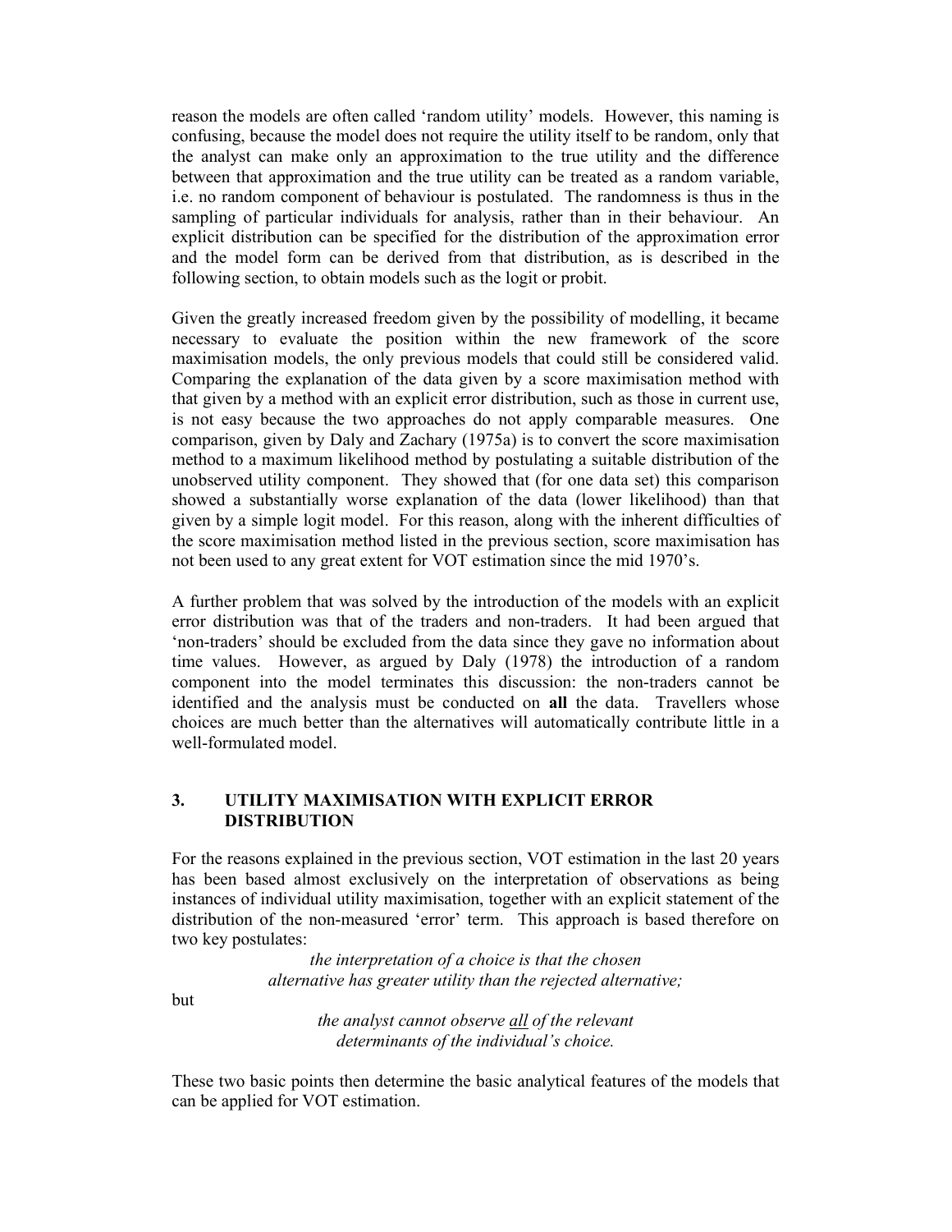reason the models are often called 'random utility' models. However, this naming is confusing, because the model does not require the utility itself to be random, only that the analyst can make only an approximation to the true utility and the difference between that approximation and the true utility can be treated as a random variable, i.e. no random component of behaviour is postulated. The randomness is thus in the sampling of particular individuals for analysis, rather than in their behaviour. An explicit distribution can be specified for the distribution of the approximation error and the model form can be derived from that distribution, as is described in the following section, to obtain models such as the logit or probit.

Given the greatly increased freedom given by the possibility of modelling, it became necessary to evaluate the position within the new framework of the score maximisation models, the only previous models that could still be considered valid. Comparing the explanation of the data given by a score maximisation method with that given by a method with an explicit error distribution, such as those in current use, is not easy because the two approaches do not apply comparable measures. One comparison, given by Daly and Zachary (1975a) is to convert the score maximisation method to a maximum likelihood method by postulating a suitable distribution of the unobserved utility component. They showed that (for one data set) this comparison showed a substantially worse explanation of the data (lower likelihood) than that given by a simple logit model. For this reason, along with the inherent difficulties of the score maximisation method listed in the previous section, score maximisation has not been used to any great extent for VOT estimation since the mid 1970's.

A further problem that was solved by the introduction of the models with an explicit error distribution was that of the traders and non-traders. It had been argued that 'non-traders' should be excluded from the data since they gave no information about time values. However, as argued by Daly (1978) the introduction of a random component into the model terminates this discussion: the non-traders cannot be identified and the analysis must be conducted on **all** the data. Travellers whose choices are much better than the alternatives will automatically contribute little in a well-formulated model.

## 3. UTILITY MAXIMISATION WITH EXPLICIT ERROR DISTRIBUTION

For the reasons explained in the previous section, VOT estimation in the last 20 years has been based almost exclusively on the interpretation of observations as being instances of individual utility maximisation, together with an explicit statement of the distribution of the non-measured 'error' term. This approach is based therefore on two key postulates:

*the interpretation of a choice is that the chosen alternative has greater utility than the rejected alternative;*

but

*the analyst cannot observe all of the relevant determinants of the individual's choice.*

These two basic points then determine the basic analytical features of the models that can be applied for VOT estimation.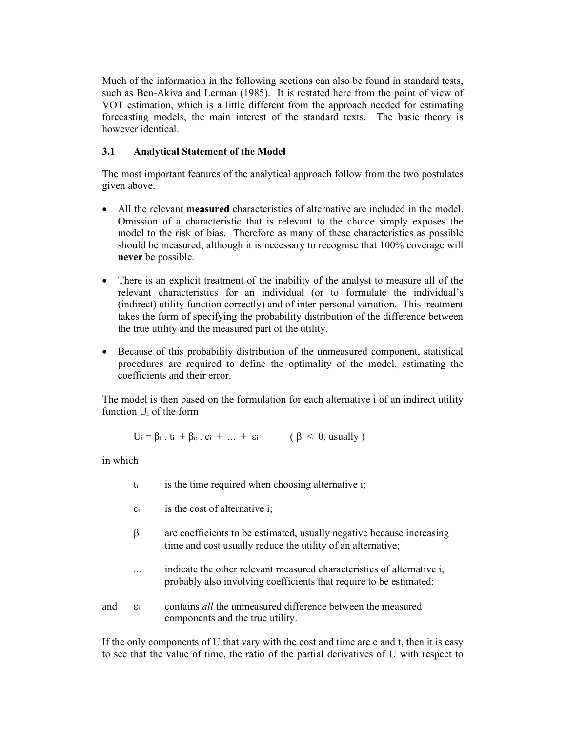Much of the information in the following sections can also be found in standard tests, such as Ben-Akiva and Lerman (1985). It is restated here from the point of view of VOT estimation, which is a little different from the approach needed for estimating forecasting models, the main interest of the standard texts. The basic theory is however identical.

### 3.1 Analytical Statement of the Model

The most important features of the analytical approach follow from the two postulates given above.

- All the relevant **measured** characteristics of alternative are included in the model. Omission of a characteristic that is relevant to the choice simply exposes the model to the risk of bias. Therefore as many of these characteristics as possible should be measured, although it is necessary to recognise that 100% coverage will **never** be possible.

- There is an explicit treatment of the inability of the analyst to measure all of the relevant characteristics for an individual (or to formulate the individual's (indirect) utility function correctly) and of inter-personal variation. This treatment takes the form of specifying the probability distribution of the difference between the true utility and the measured part of the utility.

- Because of this probability distribution of the unmeasured component, statistical procedures are required to define the optimality of the model, estimating the coefficients and their error.

The model is then based on the formulation for each alternative i of an indirect utility function $U_i$ of the form

$$U_i = \beta_t \, . \, t_i + \beta_c \, . \, c_i + \ldots + \varepsilon_i \qquad (\beta < 0, \text{usually})$$

in which

- $t_i$ is the time required when choosing alternative i;
- $c_i$ is the cost of alternative i;
- $\beta$ are coefficients to be estimated, usually negative because increasing time and cost usually reduce the utility of an alternative;
- ... indicate the other relevant measured characteristics of alternative i, probably also involving coefficients that require to be estimated;
- and $\varepsilon_i$ contains *all* the unmeasured difference between the measured components and the true utility.

If the only components of U that vary with the cost and time are c and t, then it is easy to see that the value of time, the ratio of the partial derivatives of U with respect to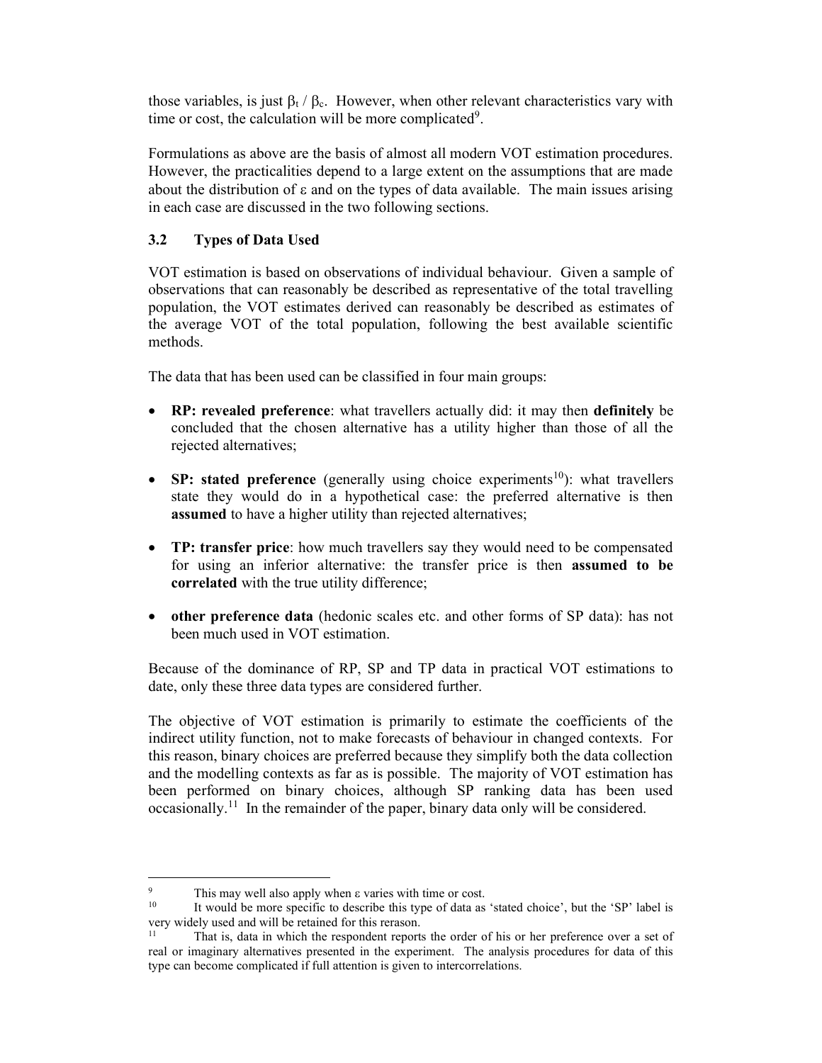those variables, is just $\beta_t / \beta_c$. However, when other relevant characteristics vary with time or cost, the calculation will be more complicated[9].

Formulations as above are the basis of almost all modern VOT estimation procedures. However, the practicalities depend to a large extent on the assumptions that are made about the distribution of $\varepsilon$ and on the types of data available. The main issues arising in each case are discussed in the two following sections.

### 3.2 Types of Data Used

VOT estimation is based on observations of individual behaviour. Given a sample of observations that can reasonably be described as representative of the total travelling population, the VOT estimates derived can reasonably be described as estimates of the average VOT of the total population, following the best available scientific methods.

The data that has been used can be classified in four main groups:

- **RP: revealed preference**: what travellers actually did: it may then **definitely** be concluded that the chosen alternative has a utility higher than those of all the rejected alternatives;
- **SP: stated preference** (generally using choice experiments[10]): what travellers state they would do in a hypothetical case: the preferred alternative is then **assumed** to have a higher utility than rejected alternatives;
- **TP: transfer price**: how much travellers say they would need to be compensated for using an inferior alternative: the transfer price is then **assumed to be correlated** with the true utility difference;
- **other preference data** (hedonic scales etc. and other forms of SP data): has not been much used in VOT estimation.

Because of the dominance of RP, SP and TP data in practical VOT estimations to date, only these three data types are considered further.

The objective of VOT estimation is primarily to estimate the coefficients of the indirect utility function, not to make forecasts of behaviour in changed contexts. For this reason, binary choices are preferred because they simplify both the data collection and the modelling contexts as far as is possible. The majority of VOT estimation has been performed on binary choices, although SP ranking data has been used occasionally.[11] In the remainder of the paper, binary data only will be considered.

---

[9] This may well also apply when $\varepsilon$ varies with time or cost.

[10] It would be more specific to describe this type of data as 'stated choice', but the 'SP' label is very widely used and will be retained for this rerason.

[11] That is, data in which the respondent reports the order of his or her preference over a set of real or imaginary alternatives presented in the experiment. The analysis procedures for data of this type can become complicated if full attention is given to intercorrelations.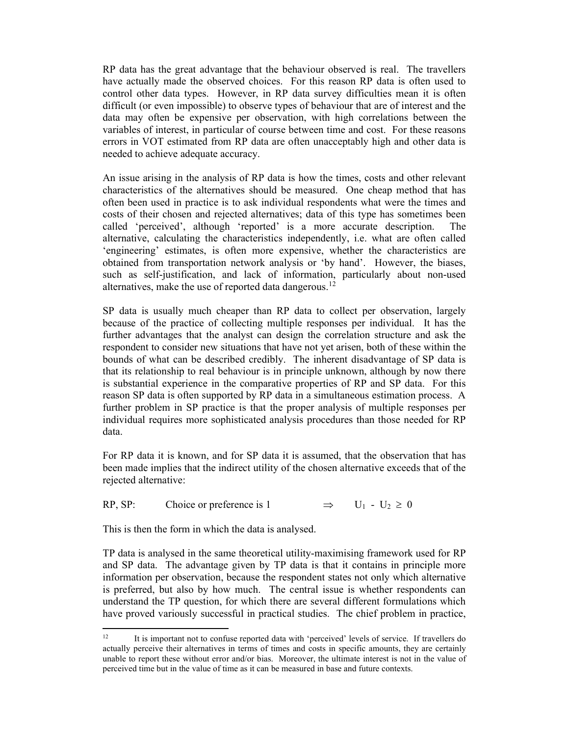RP data has the great advantage that the behaviour observed is real. The travellers have actually made the observed choices. For this reason RP data is often used to control other data types. However, in RP data survey difficulties mean it is often difficult (or even impossible) to observe types of behaviour that are of interest and the data may often be expensive per observation, with high correlations between the variables of interest, in particular of course between time and cost. For these reasons errors in VOT estimated from RP data are often unacceptably high and other data is needed to achieve adequate accuracy.

An issue arising in the analysis of RP data is how the times, costs and other relevant characteristics of the alternatives should be measured. One cheap method that has often been used in practice is to ask individual respondents what were the times and costs of their chosen and rejected alternatives; data of this type has sometimes been called 'perceived', although 'reported' is a more accurate description. The alternative, calculating the characteristics independently, i.e. what are often called 'engineering' estimates, is often more expensive, whether the characteristics are obtained from transportation network analysis or 'by hand'. However, the biases, such as self-justification, and lack of information, particularly about non-used alternatives, make the use of reported data dangerous.[12]

SP data is usually much cheaper than RP data to collect per observation, largely because of the practice of collecting multiple responses per individual. It has the further advantages that the analyst can design the correlation structure and ask the respondent to consider new situations that have not yet arisen, both of these within the bounds of what can be described credibly. The inherent disadvantage of SP data is that its relationship to real behaviour is in principle unknown, although by now there is substantial experience in the comparative properties of RP and SP data. For this reason SP data is often supported by RP data in a simultaneous estimation process. A further problem in SP practice is that the proper analysis of multiple responses per individual requires more sophisticated analysis procedures than those needed for RP data.

For RP data it is known, and for SP data it is assumed, that the observation that has been made implies that the indirect utility of the chosen alternative exceeds that of the rejected alternative:

RP, SP: Choice or preference is 1 $\Rightarrow$ $U_1 - U_2 \geq 0$

This is then the form in which the data is analysed.

TP data is analysed in the same theoretical utility-maximising framework used for RP and SP data. The advantage given by TP data is that it contains in principle more information per observation, because the respondent states not only which alternative is preferred, but also by how much. The central issue is whether respondents can understand the TP question, for which there are several different formulations which have proved variously successful in practical studies. The chief problem in practice,

[12] It is important not to confuse reported data with 'perceived' levels of service. If travellers do actually perceive their alternatives in terms of times and costs in specific amounts, they are certainly unable to report these without error and/or bias. Moreover, the ultimate interest is not in the value of perceived time but in the value of time as it can be measured in base and future contexts.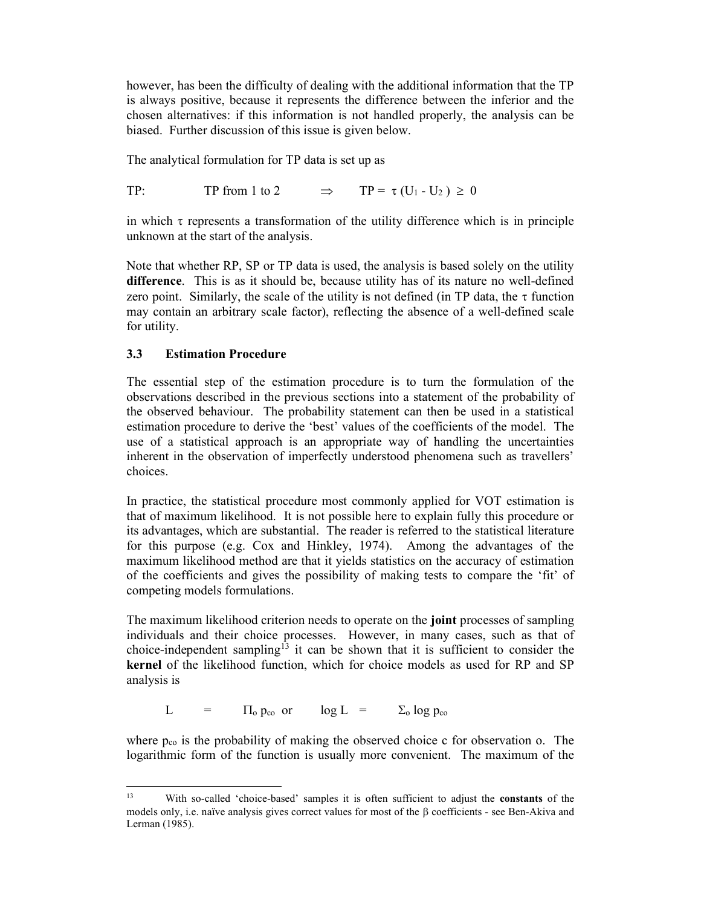however, has been the difficulty of dealing with the additional information that the TP is always positive, because it represents the difference between the inferior and the chosen alternatives: if this information is not handled properly, the analysis can be biased. Further discussion of this issue is given below.

The analytical formulation for TP data is set up as

$$\text{TP:} \qquad \text{TP from 1 to 2} \qquad \Rightarrow \qquad \text{TP} = \tau\,(U_1 - U_2) \geq 0$$

in which $\tau$ represents a transformation of the utility difference which is in principle unknown at the start of the analysis.

Note that whether RP, SP or TP data is used, the analysis is based solely on the utility **difference**. This is as it should be, because utility has of its nature no well-defined zero point. Similarly, the scale of the utility is not defined (in TP data, the $\tau$ function may contain an arbitrary scale factor), reflecting the absence of a well-defined scale for utility.

### 3.3 Estimation Procedure

The essential step of the estimation procedure is to turn the formulation of the observations described in the previous sections into a statement of the probability of the observed behaviour. The probability statement can then be used in a statistical estimation procedure to derive the 'best' values of the coefficients of the model. The use of a statistical approach is an appropriate way of handling the uncertainties inherent in the observation of imperfectly understood phenomena such as travellers' choices.

In practice, the statistical procedure most commonly applied for VOT estimation is that of maximum likelihood. It is not possible here to explain fully this procedure or its advantages, which are substantial. The reader is referred to the statistical literature for this purpose (e.g. Cox and Hinkley, 1974). Among the advantages of the maximum likelihood method are that it yields statistics on the accuracy of estimation of the coefficients and gives the possibility of making tests to compare the 'fit' of competing models formulations.

The maximum likelihood criterion needs to operate on the **joint** processes of sampling individuals and their choice processes. However, in many cases, such as that of choice-independent sampling[13] it can be shown that it is sufficient to consider the **kernel** of the likelihood function, which for choice models as used for RP and SP analysis is

$$L = \Pi_o\, p_{co} \quad \text{or} \quad \log L = \Sigma_o \log p_{co}$$

where $p_{co}$ is the probability of making the observed choice c for observation o. The logarithmic form of the function is usually more convenient. The maximum of the

[13] With so-called 'choice-based' samples it is often sufficient to adjust the **constants** of the models only, i.e. naïve analysis gives correct values for most of the $\beta$ coefficients - see Ben-Akiva and Lerman (1985).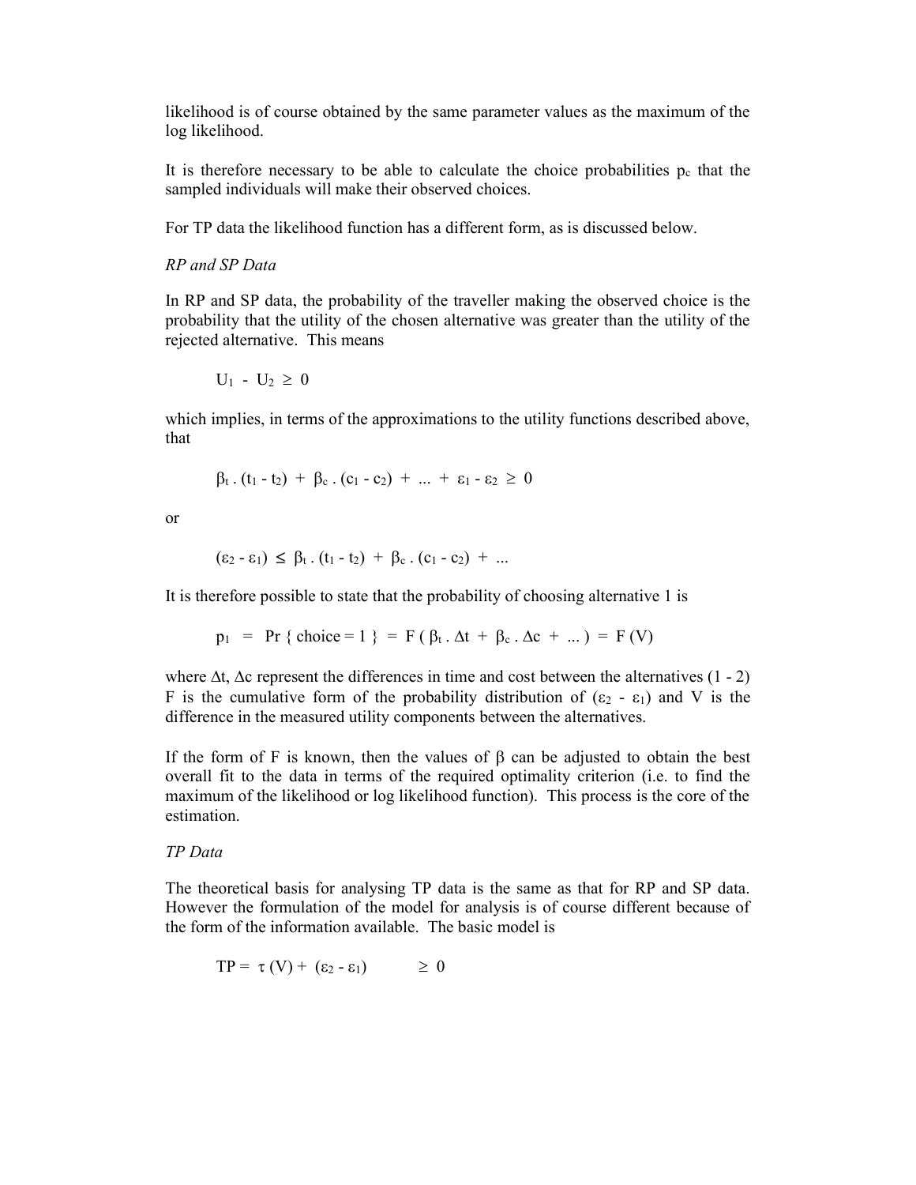likelihood is of course obtained by the same parameter values as the maximum of the log likelihood.

It is therefore necessary to be able to calculate the choice probabilities $p_c$ that the sampled individuals will make their observed choices.

For TP data the likelihood function has a different form, as is discussed below.

*RP and SP Data*

In RP and SP data, the probability of the traveller making the observed choice is the probability that the utility of the chosen alternative was greater than the utility of the rejected alternative. This means

$$U_1 - U_2 \geq 0$$

which implies, in terms of the approximations to the utility functions described above, that

$$\beta_t . (t_1 - t_2) + \beta_c . (c_1 - c_2) + \ldots + \varepsilon_1 - \varepsilon_2 \geq 0$$

or

$$(\varepsilon_2 - \varepsilon_1) \leq \beta_t . (t_1 - t_2) + \beta_c . (c_1 - c_2) + \ldots$$

It is therefore possible to state that the probability of choosing alternative 1 is

$$p_1 = \Pr \{ \text{choice} = 1 \} = F ( \beta_t . \Delta t + \beta_c . \Delta c + \ldots ) = F (V)$$

where $\Delta t$, $\Delta c$ represent the differences in time and cost between the alternatives (1 - 2) F is the cumulative form of the probability distribution of $(\varepsilon_2 - \varepsilon_1)$ and V is the difference in the measured utility components between the alternatives.

If the form of F is known, then the values of $\beta$ can be adjusted to obtain the best overall fit to the data in terms of the required optimality criterion (i.e. to find the maximum of the likelihood or log likelihood function). This process is the core of the estimation.

*TP Data*

The theoretical basis for analysing TP data is the same as that for RP and SP data. However the formulation of the model for analysis is of course different because of the form of the information available. The basic model is

$$TP = \tau (V) + (\varepsilon_2 - \varepsilon_1) \qquad \geq 0$$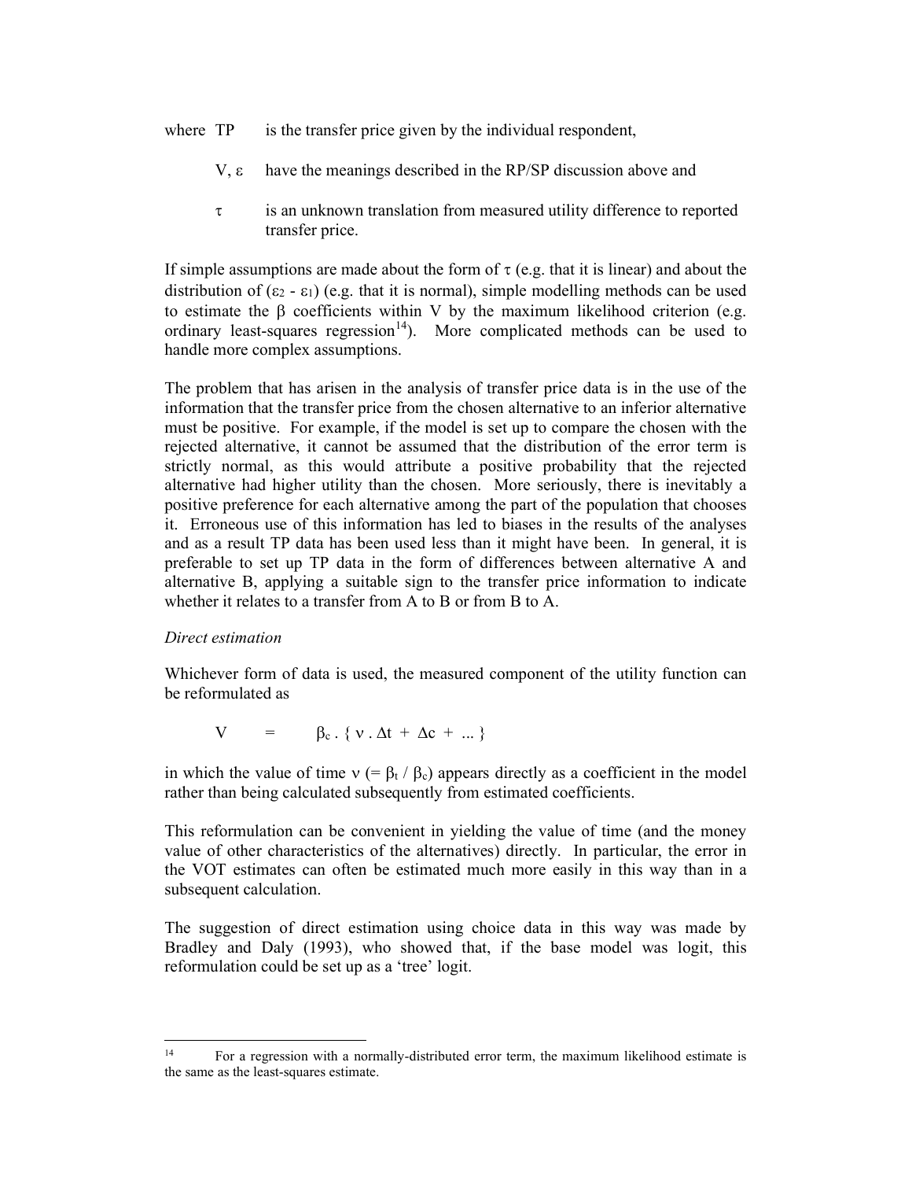where TP is the transfer price given by the individual respondent,

$V$, $\varepsilon$ have the meanings described in the RP/SP discussion above and

$\tau$ is an unknown translation from measured utility difference to reported transfer price.

If simple assumptions are made about the form of $\tau$ (e.g. that it is linear) and about the distribution of $(\varepsilon_2 - \varepsilon_1)$ (e.g. that it is normal), simple modelling methods can be used to estimate the $\beta$ coefficients within V by the maximum likelihood criterion (e.g. ordinary least-squares regression[14]). More complicated methods can be used to handle more complex assumptions.

The problem that has arisen in the analysis of transfer price data is in the use of the information that the transfer price from the chosen alternative to an inferior alternative must be positive. For example, if the model is set up to compare the chosen with the rejected alternative, it cannot be assumed that the distribution of the error term is strictly normal, as this would attribute a positive probability that the rejected alternative had higher utility than the chosen. More seriously, there is inevitably a positive preference for each alternative among the part of the population that chooses it. Erroneous use of this information has led to biases in the results of the analyses and as a result TP data has been used less than it might have been. In general, it is preferable to set up TP data in the form of differences between alternative A and alternative B, applying a suitable sign to the transfer price information to indicate whether it relates to a transfer from A to B or from B to A.

*Direct estimation*

Whichever form of data is used, the measured component of the utility function can be reformulated as

$$V \quad = \quad \beta_c \,.\, \{\, \nu \,.\, \Delta t \;+\; \Delta c \;+\; \ldots \,\}$$

in which the value of time $\nu$ (= $\beta_t / \beta_c$) appears directly as a coefficient in the model rather than being calculated subsequently from estimated coefficients.

This reformulation can be convenient in yielding the value of time (and the money value of other characteristics of the alternatives) directly. In particular, the error in the VOT estimates can often be estimated much more easily in this way than in a subsequent calculation.

The suggestion of direct estimation using choice data in this way was made by Bradley and Daly (1993), who showed that, if the base model was logit, this reformulation could be set up as a 'tree' logit.

---

[14] For a regression with a normally-distributed error term, the maximum likelihood estimate is the same as the least-squares estimate.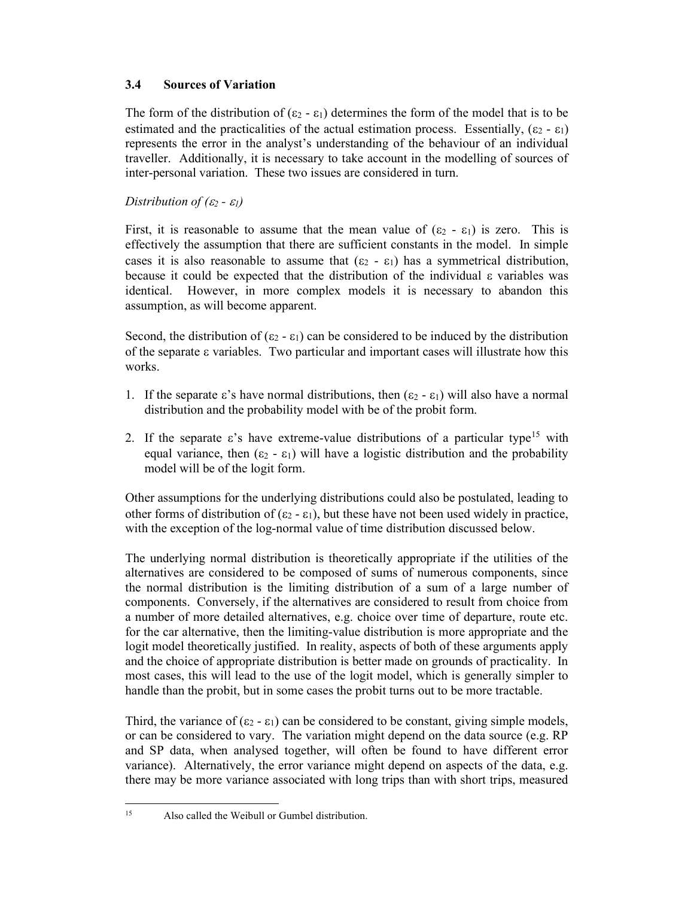### 3.4 Sources of Variation

The form of the distribution of ($\varepsilon_2$ - $\varepsilon_1$) determines the form of the model that is to be estimated and the practicalities of the actual estimation process. Essentially, ($\varepsilon_2$ - $\varepsilon_1$) represents the error in the analyst's understanding of the behaviour of an individual traveller. Additionally, it is necessary to take account in the modelling of sources of inter-personal variation. These two issues are considered in turn.

*Distribution of ($\varepsilon_2$ - $\varepsilon_1$)*

First, it is reasonable to assume that the mean value of ($\varepsilon_2$ - $\varepsilon_1$) is zero. This is effectively the assumption that there are sufficient constants in the model. In simple cases it is also reasonable to assume that ($\varepsilon_2$ - $\varepsilon_1$) has a symmetrical distribution, because it could be expected that the distribution of the individual $\varepsilon$ variables was identical. However, in more complex models it is necessary to abandon this assumption, as will become apparent.

Second, the distribution of ($\varepsilon_2$ - $\varepsilon_1$) can be considered to be induced by the distribution of the separate $\varepsilon$ variables. Two particular and important cases will illustrate how this works.

1. If the separate $\varepsilon$'s have normal distributions, then ($\varepsilon_2$ - $\varepsilon_1$) will also have a normal distribution and the probability model with be of the probit form.

2. If the separate $\varepsilon$'s have extreme-value distributions of a particular type[15] with equal variance, then ($\varepsilon_2$ - $\varepsilon_1$) will have a logistic distribution and the probability model will be of the logit form.

Other assumptions for the underlying distributions could also be postulated, leading to other forms of distribution of ($\varepsilon_2$ - $\varepsilon_1$), but these have not been used widely in practice, with the exception of the log-normal value of time distribution discussed below.

The underlying normal distribution is theoretically appropriate if the utilities of the alternatives are considered to be composed of sums of numerous components, since the normal distribution is the limiting distribution of a sum of a large number of components. Conversely, if the alternatives are considered to result from choice from a number of more detailed alternatives, e.g. choice over time of departure, route etc. for the car alternative, then the limiting-value distribution is more appropriate and the logit model theoretically justified. In reality, aspects of both of these arguments apply and the choice of appropriate distribution is better made on grounds of practicality. In most cases, this will lead to the use of the logit model, which is generally simpler to handle than the probit, but in some cases the probit turns out to be more tractable.

Third, the variance of ($\varepsilon_2$ - $\varepsilon_1$) can be considered to be constant, giving simple models, or can be considered to vary. The variation might depend on the data source (e.g. RP and SP data, when analysed together, will often be found to have different error variance). Alternatively, the error variance might depend on aspects of the data, e.g. there may be more variance associated with long trips than with short trips, measured

---

[15] Also called the Weibull or Gumbel distribution.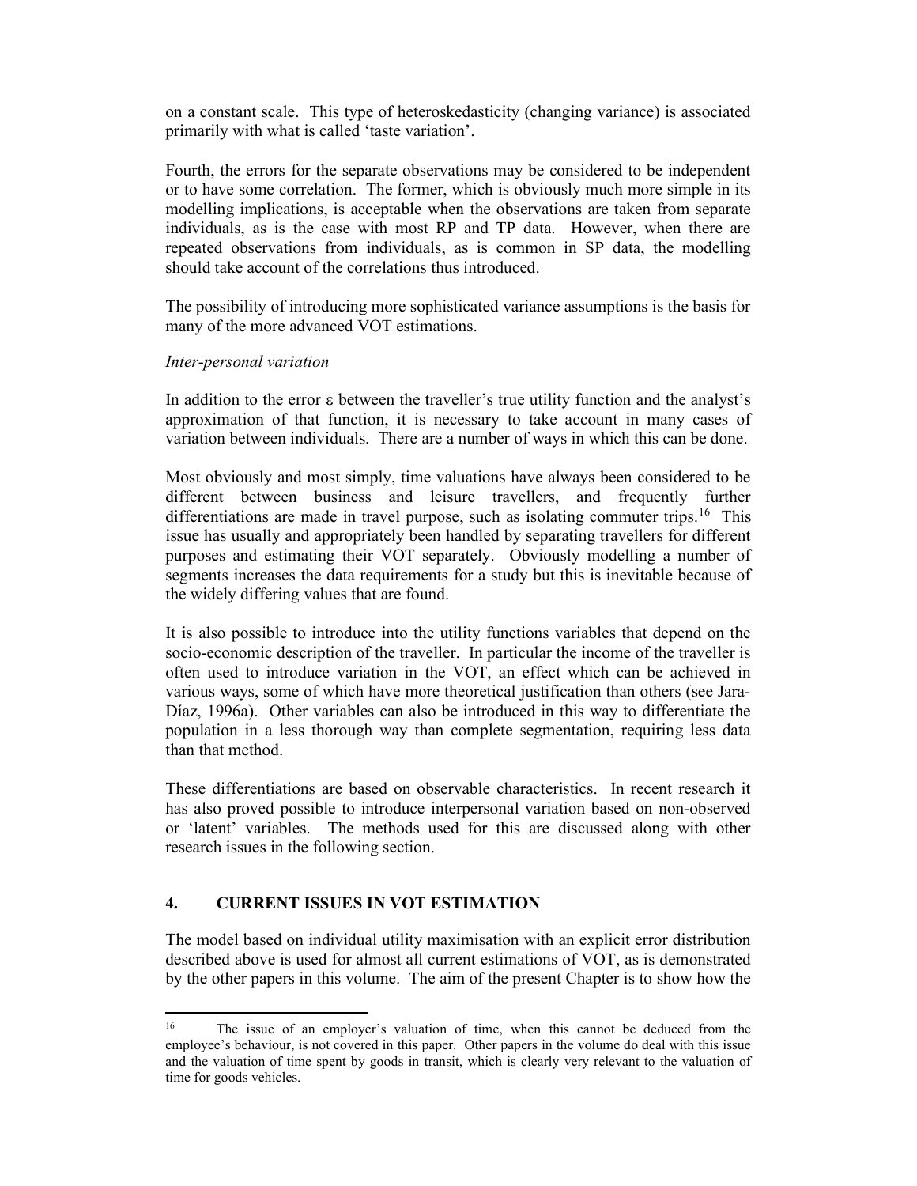on a constant scale. This type of heteroskedasticity (changing variance) is associated primarily with what is called 'taste variation'.

Fourth, the errors for the separate observations may be considered to be independent or to have some correlation. The former, which is obviously much more simple in its modelling implications, is acceptable when the observations are taken from separate individuals, as is the case with most RP and TP data. However, when there are repeated observations from individuals, as is common in SP data, the modelling should take account of the correlations thus introduced.

The possibility of introducing more sophisticated variance assumptions is the basis for many of the more advanced VOT estimations.

*Inter-personal variation*

In addition to the error $\varepsilon$ between the traveller's true utility function and the analyst's approximation of that function, it is necessary to take account in many cases of variation between individuals. There are a number of ways in which this can be done.

Most obviously and most simply, time valuations have always been considered to be different between business and leisure travellers, and frequently further differentiations are made in travel purpose, such as isolating commuter trips.[16] This issue has usually and appropriately been handled by separating travellers for different purposes and estimating their VOT separately. Obviously modelling a number of segments increases the data requirements for a study but this is inevitable because of the widely differing values that are found.

It is also possible to introduce into the utility functions variables that depend on the socio-economic description of the traveller. In particular the income of the traveller is often used to introduce variation in the VOT, an effect which can be achieved in various ways, some of which have more theoretical justification than others (see Jara-Díaz, 1996a). Other variables can also be introduced in this way to differentiate the population in a less thorough way than complete segmentation, requiring less data than that method.

These differentiations are based on observable characteristics. In recent research it has also proved possible to introduce interpersonal variation based on non-observed or 'latent' variables. The methods used for this are discussed along with other research issues in the following section.

## 4. CURRENT ISSUES IN VOT ESTIMATION

The model based on individual utility maximisation with an explicit error distribution described above is used for almost all current estimations of VOT, as is demonstrated by the other papers in this volume. The aim of the present Chapter is to show how the

---

[16] The issue of an employer's valuation of time, when this cannot be deduced from the employee's behaviour, is not covered in this paper. Other papers in the volume do deal with this issue and the valuation of time spent by goods in transit, which is clearly very relevant to the valuation of time for goods vehicles.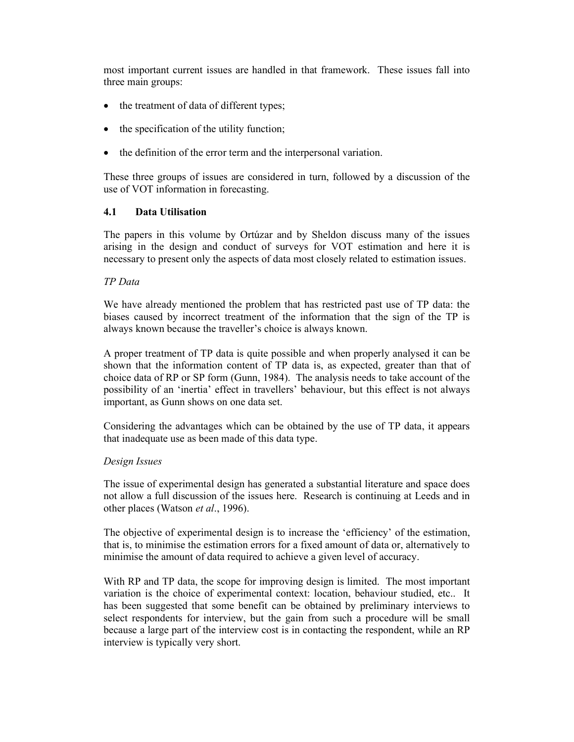most important current issues are handled in that framework. These issues fall into three main groups:

- the treatment of data of different types;
- the specification of the utility function;
- the definition of the error term and the interpersonal variation.

These three groups of issues are considered in turn, followed by a discussion of the use of VOT information in forecasting.

### 4.1 Data Utilisation

The papers in this volume by Ortúzar and by Sheldon discuss many of the issues arising in the design and conduct of surveys for VOT estimation and here it is necessary to present only the aspects of data most closely related to estimation issues.

*TP Data*

We have already mentioned the problem that has restricted past use of TP data: the biases caused by incorrect treatment of the information that the sign of the TP is always known because the traveller's choice is always known.

A proper treatment of TP data is quite possible and when properly analysed it can be shown that the information content of TP data is, as expected, greater than that of choice data of RP or SP form (Gunn, 1984). The analysis needs to take account of the possibility of an 'inertia' effect in travellers' behaviour, but this effect is not always important, as Gunn shows on one data set.

Considering the advantages which can be obtained by the use of TP data, it appears that inadequate use as been made of this data type.

*Design Issues*

The issue of experimental design has generated a substantial literature and space does not allow a full discussion of the issues here. Research is continuing at Leeds and in other places (Watson *et al*., 1996).

The objective of experimental design is to increase the 'efficiency' of the estimation, that is, to minimise the estimation errors for a fixed amount of data or, alternatively to minimise the amount of data required to achieve a given level of accuracy.

With RP and TP data, the scope for improving design is limited. The most important variation is the choice of experimental context: location, behaviour studied, etc.. It has been suggested that some benefit can be obtained by preliminary interviews to select respondents for interview, but the gain from such a procedure will be small because a large part of the interview cost is in contacting the respondent, while an RP interview is typically very short.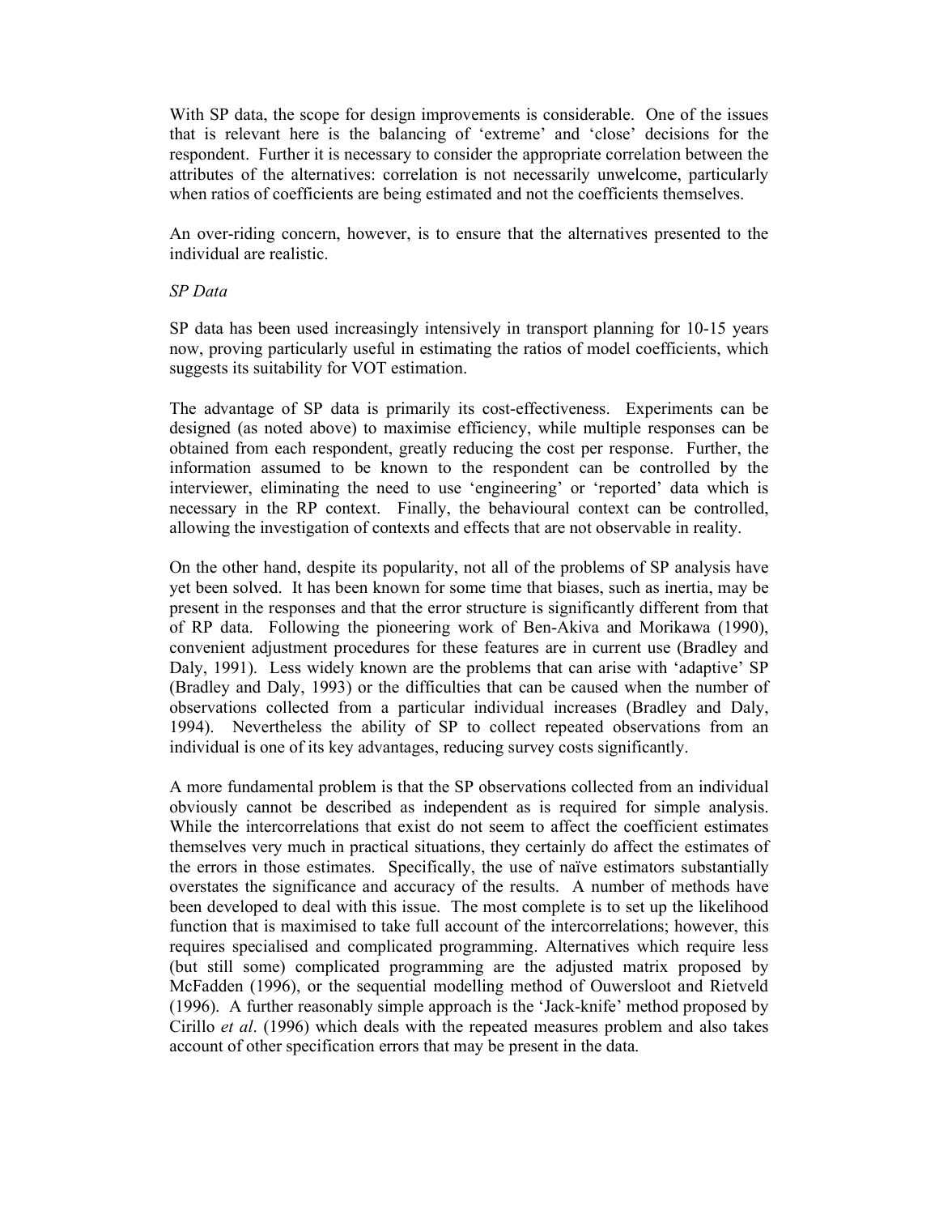With SP data, the scope for design improvements is considerable. One of the issues that is relevant here is the balancing of 'extreme' and 'close' decisions for the respondent. Further it is necessary to consider the appropriate correlation between the attributes of the alternatives: correlation is not necessarily unwelcome, particularly when ratios of coefficients are being estimated and not the coefficients themselves.

An over-riding concern, however, is to ensure that the alternatives presented to the individual are realistic.

*SP Data*

SP data has been used increasingly intensively in transport planning for 10-15 years now, proving particularly useful in estimating the ratios of model coefficients, which suggests its suitability for VOT estimation.

The advantage of SP data is primarily its cost-effectiveness. Experiments can be designed (as noted above) to maximise efficiency, while multiple responses can be obtained from each respondent, greatly reducing the cost per response. Further, the information assumed to be known to the respondent can be controlled by the interviewer, eliminating the need to use 'engineering' or 'reported' data which is necessary in the RP context. Finally, the behavioural context can be controlled, allowing the investigation of contexts and effects that are not observable in reality.

On the other hand, despite its popularity, not all of the problems of SP analysis have yet been solved. It has been known for some time that biases, such as inertia, may be present in the responses and that the error structure is significantly different from that of RP data. Following the pioneering work of Ben-Akiva and Morikawa (1990), convenient adjustment procedures for these features are in current use (Bradley and Daly, 1991). Less widely known are the problems that can arise with 'adaptive' SP (Bradley and Daly, 1993) or the difficulties that can be caused when the number of observations collected from a particular individual increases (Bradley and Daly, 1994). Nevertheless the ability of SP to collect repeated observations from an individual is one of its key advantages, reducing survey costs significantly.

A more fundamental problem is that the SP observations collected from an individual obviously cannot be described as independent as is required for simple analysis. While the intercorrelations that exist do not seem to affect the coefficient estimates themselves very much in practical situations, they certainly do affect the estimates of the errors in those estimates. Specifically, the use of naïve estimators substantially overstates the significance and accuracy of the results. A number of methods have been developed to deal with this issue. The most complete is to set up the likelihood function that is maximised to take full account of the intercorrelations; however, this requires specialised and complicated programming. Alternatives which require less (but still some) complicated programming are the adjusted matrix proposed by McFadden (1996), or the sequential modelling method of Ouwersloot and Rietveld (1996). A further reasonably simple approach is the 'Jack-knife' method proposed by Cirillo *et al*. (1996) which deals with the repeated measures problem and also takes account of other specification errors that may be present in the data.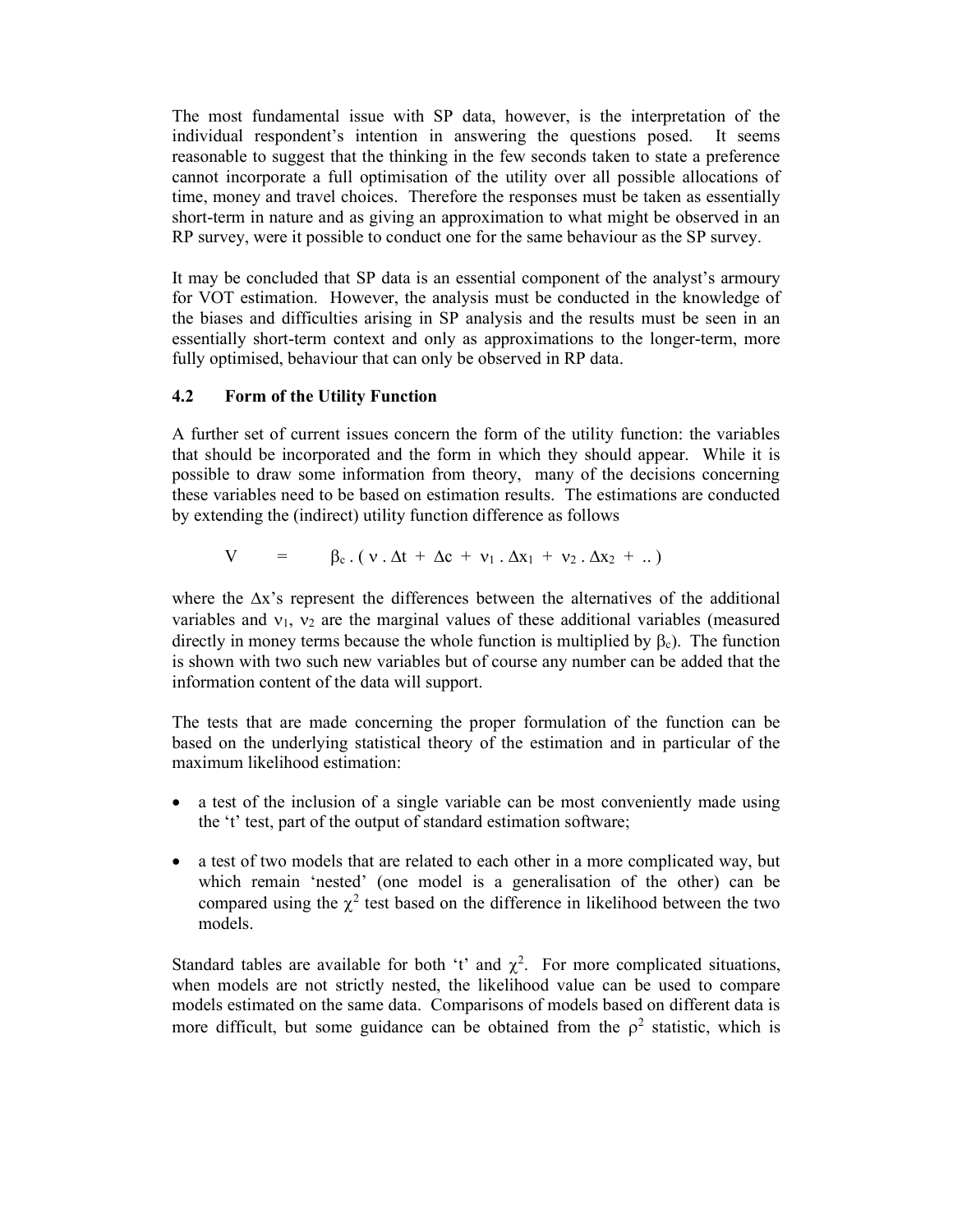The most fundamental issue with SP data, however, is the interpretation of the individual respondent's intention in answering the questions posed. It seems reasonable to suggest that the thinking in the few seconds taken to state a preference cannot incorporate a full optimisation of the utility over all possible allocations of time, money and travel choices. Therefore the responses must be taken as essentially short-term in nature and as giving an approximation to what might be observed in an RP survey, were it possible to conduct one for the same behaviour as the SP survey.

It may be concluded that SP data is an essential component of the analyst's armoury for VOT estimation. However, the analysis must be conducted in the knowledge of the biases and difficulties arising in SP analysis and the results must be seen in an essentially short-term context and only as approximations to the longer-term, more fully optimised, behaviour that can only be observed in RP data.

## 4.2 Form of the Utility Function

A further set of current issues concern the form of the utility function: the variables that should be incorporated and the form in which they should appear. While it is possible to draw some information from theory, many of the decisions concerning these variables need to be based on estimation results. The estimations are conducted by extending the (indirect) utility function difference as follows

$$V \quad = \quad \beta_c \, . \, ( \, \nu \, . \, \Delta t \; + \; \Delta c \; + \; \nu_1 \, . \, \Delta x_1 \; + \; \nu_2 \, . \, \Delta x_2 \; + \; .. \, )$$

where the $\Delta x$'s represent the differences between the alternatives of the additional variables and $\nu_1$, $\nu_2$ are the marginal values of these additional variables (measured directly in money terms because the whole function is multiplied by $\beta_c$). The function is shown with two such new variables but of course any number can be added that the information content of the data will support.

The tests that are made concerning the proper formulation of the function can be based on the underlying statistical theory of the estimation and in particular of the maximum likelihood estimation:

- a test of the inclusion of a single variable can be most conveniently made using the 't' test, part of the output of standard estimation software;
- a test of two models that are related to each other in a more complicated way, but which remain 'nested' (one model is a generalisation of the other) can be compared using the $\chi^2$ test based on the difference in likelihood between the two models.

Standard tables are available for both 't' and $\chi^2$. For more complicated situations, when models are not strictly nested, the likelihood value can be used to compare models estimated on the same data. Comparisons of models based on different data is more difficult, but some guidance can be obtained from the $\rho^2$ statistic, which is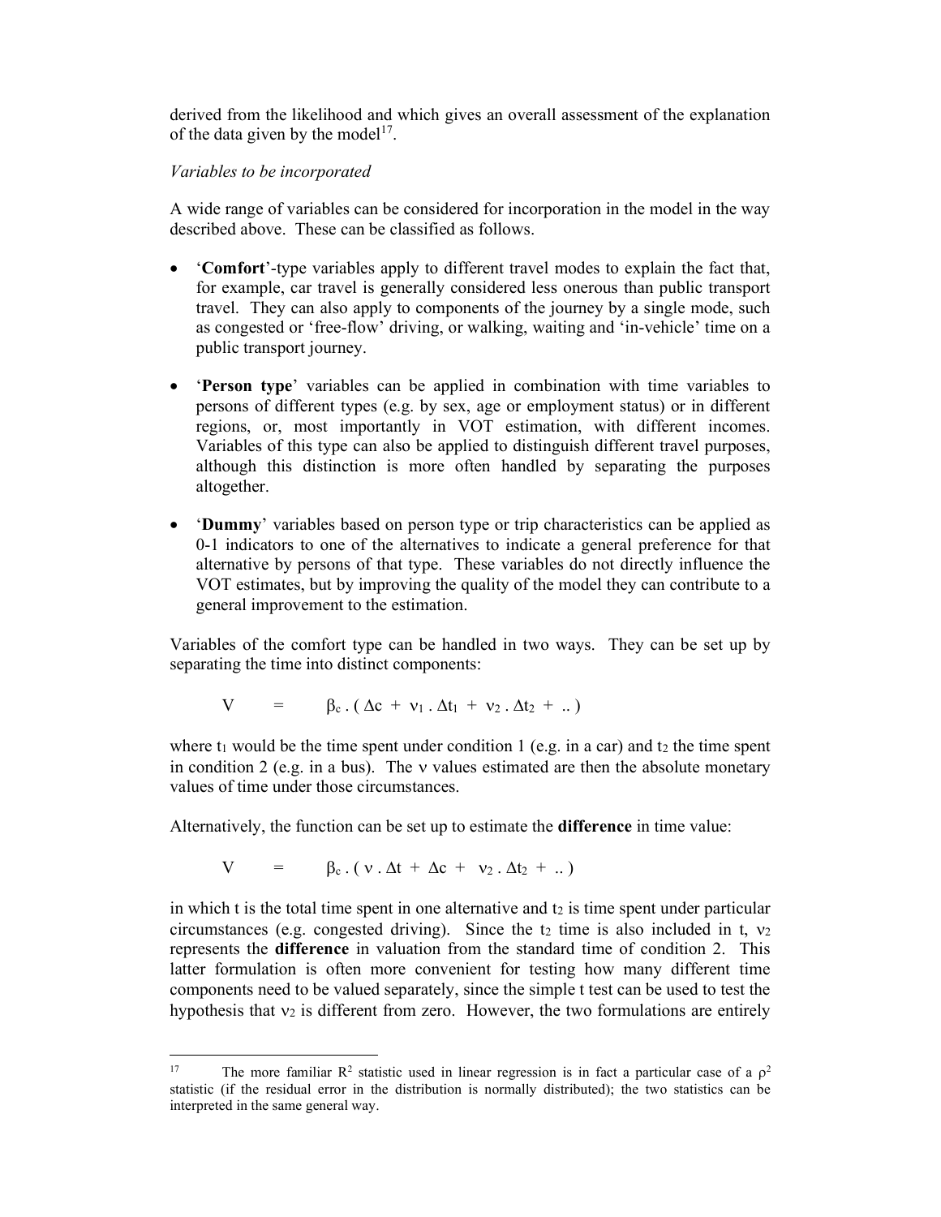derived from the likelihood and which gives an overall assessment of the explanation of the data given by the model[17].

*Variables to be incorporated*

A wide range of variables can be considered for incorporation in the model in the way described above. These can be classified as follows.

- '**Comfort**'-type variables apply to different travel modes to explain the fact that, for example, car travel is generally considered less onerous than public transport travel. They can also apply to components of the journey by a single mode, such as congested or 'free-flow' driving, or walking, waiting and 'in-vehicle' time on a public transport journey.

- '**Person type**' variables can be applied in combination with time variables to persons of different types (e.g. by sex, age or employment status) or in different regions, or, most importantly in VOT estimation, with different incomes. Variables of this type can also be applied to distinguish different travel purposes, although this distinction is more often handled by separating the purposes altogether.

- '**Dummy**' variables based on person type or trip characteristics can be applied as 0-1 indicators to one of the alternatives to indicate a general preference for that alternative by persons of that type. These variables do not directly influence the VOT estimates, but by improving the quality of the model they can contribute to a general improvement to the estimation.

Variables of the comfort type can be handled in two ways. They can be set up by separating the time into distinct components:

$$V \quad = \quad \beta_c \, . \, ( \, \Delta c \; + \; \nu_1 \, . \, \Delta t_1 \; + \; \nu_2 \, . \, \Delta t_2 \; + \; .. \, )$$

where $t_1$ would be the time spent under condition 1 (e.g. in a car) and $t_2$ the time spent in condition 2 (e.g. in a bus). The $\nu$ values estimated are then the absolute monetary values of time under those circumstances.

Alternatively, the function can be set up to estimate the **difference** in time value:

$$V \quad = \quad \beta_c \, . \, ( \, \nu \, . \, \Delta t \; + \; \Delta c \; + \; \nu_2 \, . \, \Delta t_2 \; + \; .. \, )$$

in which t is the total time spent in one alternative and $t_2$ is time spent under particular circumstances (e.g. congested driving). Since the $t_2$ time is also included in t, $\nu_2$ represents the **difference** in valuation from the standard time of condition 2. This latter formulation is often more convenient for testing how many different time components need to be valued separately, since the simple t test can be used to test the hypothesis that $\nu_2$ is different from zero. However, the two formulations are entirely

---

[17] The more familiar $R^2$ statistic used in linear regression is in fact a particular case of a $\rho^2$ statistic (if the residual error in the distribution is normally distributed); the two statistics can be interpreted in the same general way.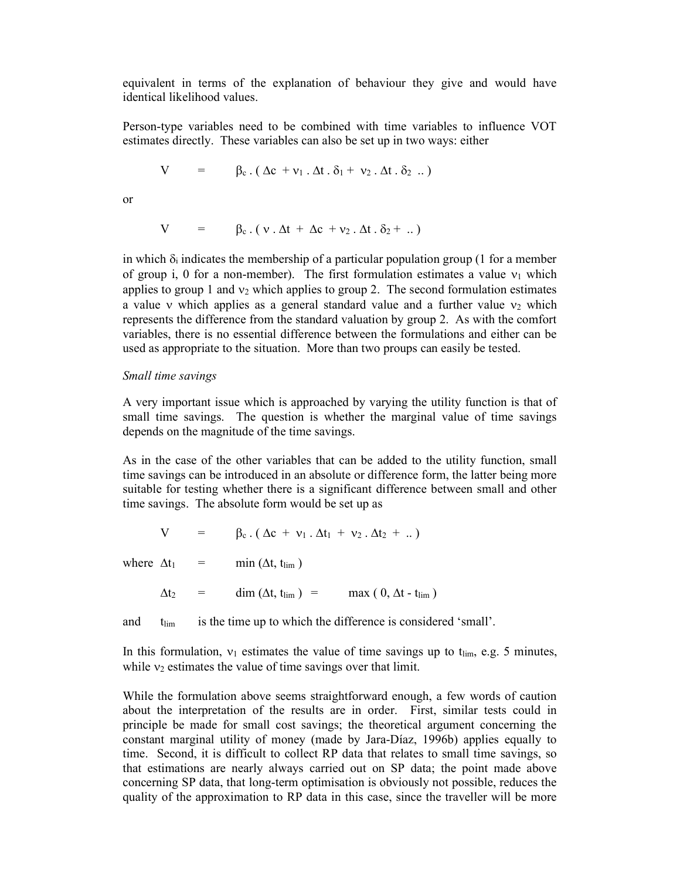equivalent in terms of the explanation of behaviour they give and would have identical likelihood values.

Person-type variables need to be combined with time variables to influence VOT estimates directly. These variables can also be set up in two ways: either

$$V \quad = \quad \beta_c \,.\, ( \Delta c \; + \nu_1 \,.\, \Delta t \,.\, \delta_1 + \; \nu_2 \,.\, \Delta t \,.\, \delta_2 \; .. )$$

or

$$V \quad = \quad \beta_c \,.\, ( \nu \,.\, \Delta t \; + \; \Delta c \; + \nu_2 \,.\, \Delta t \,.\, \delta_2 + \; .. )$$

in which $\delta_i$ indicates the membership of a particular population group (1 for a member of group i, 0 for a non-member). The first formulation estimates a value $\nu_1$ which applies to group 1 and $\nu_2$ which applies to group 2. The second formulation estimates a value $\nu$ which applies as a general standard value and a further value $\nu_2$ which represents the difference from the standard valuation by group 2. As with the comfort variables, there is no essential difference between the formulations and either can be used as appropriate to the situation. More than two proups can easily be tested.

*Small time savings*

A very important issue which is approached by varying the utility function is that of small time savings. The question is whether the marginal value of time savings depends on the magnitude of the time savings.

As in the case of the other variables that can be added to the utility function, small time savings can be introduced in an absolute or difference form, the latter being more suitable for testing whether there is a significant difference between small and other time savings. The absolute form would be set up as

$$V \quad = \quad \beta_c \,.\, ( \Delta c \; + \; \nu_1 \,.\, \Delta t_1 \; + \; \nu_2 \,.\, \Delta t_2 \; + \; .. )$$

where $\Delta t_1 \quad = \quad \min (\Delta t, t_{lim} )$

$\Delta t_2 \quad = \quad \dim (\Delta t, t_{lim} ) \quad = \quad \max ( 0, \Delta t - t_{lim} )$

and $t_{lim}$ is the time up to which the difference is considered 'small'.

In this formulation, $\nu_1$ estimates the value of time savings up to $t_{lim}$, e.g. 5 minutes, while $\nu_2$ estimates the value of time savings over that limit.

While the formulation above seems straightforward enough, a few words of caution about the interpretation of the results are in order. First, similar tests could in principle be made for small cost savings; the theoretical argument concerning the constant marginal utility of money (made by Jara-Díaz, 1996b) applies equally to time. Second, it is difficult to collect RP data that relates to small time savings, so that estimations are nearly always carried out on SP data; the point made above concerning SP data, that long-term optimisation is obviously not possible, reduces the quality of the approximation to RP data in this case, since the traveller will be more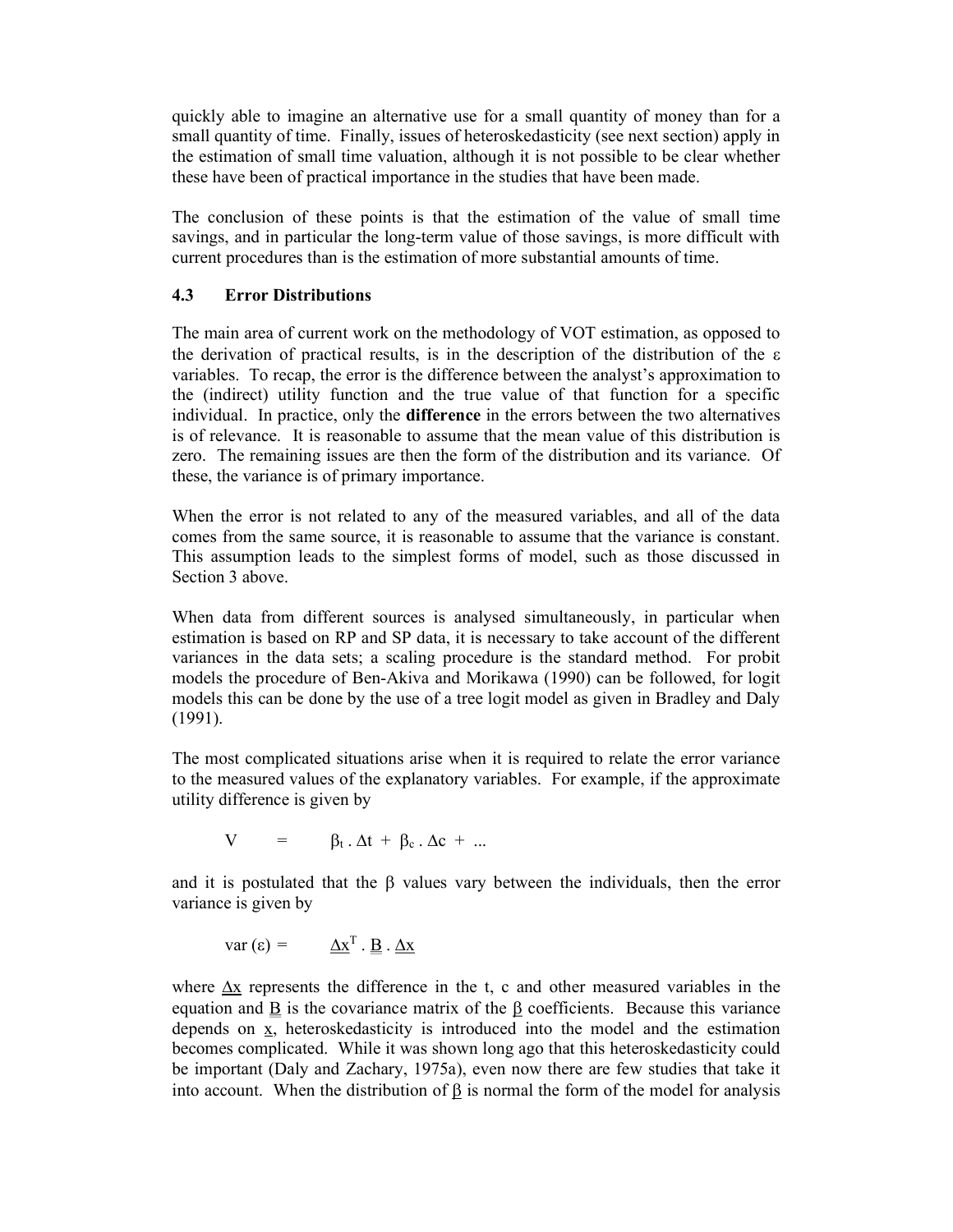quickly able to imagine an alternative use for a small quantity of money than for a small quantity of time. Finally, issues of heteroskedasticity (see next section) apply in the estimation of small time valuation, although it is not possible to be clear whether these have been of practical importance in the studies that have been made.

The conclusion of these points is that the estimation of the value of small time savings, and in particular the long-term value of those savings, is more difficult with current procedures than is the estimation of more substantial amounts of time.

### 4.3 Error Distributions

The main area of current work on the methodology of VOT estimation, as opposed to the derivation of practical results, is in the description of the distribution of the $\varepsilon$ variables. To recap, the error is the difference between the analyst's approximation to the (indirect) utility function and the true value of that function for a specific individual. In practice, only the **difference** in the errors between the two alternatives is of relevance. It is reasonable to assume that the mean value of this distribution is zero. The remaining issues are then the form of the distribution and its variance. Of these, the variance is of primary importance.

When the error is not related to any of the measured variables, and all of the data comes from the same source, it is reasonable to assume that the variance is constant. This assumption leads to the simplest forms of model, such as those discussed in Section 3 above.

When data from different sources is analysed simultaneously, in particular when estimation is based on RP and SP data, it is necessary to take account of the different variances in the data sets; a scaling procedure is the standard method. For probit models the procedure of Ben-Akiva and Morikawa (1990) can be followed, for logit models this can be done by the use of a tree logit model as given in Bradley and Daly (1991).

The most complicated situations arise when it is required to relate the error variance to the measured values of the explanatory variables. For example, if the approximate utility difference is given by

$$V \quad = \quad \beta_t \, . \, \Delta t \; + \; \beta_c \, . \, \Delta c \; + \; \ldots$$

and it is postulated that the $\beta$ values vary between the individuals, then the error variance is given by

$$\text{var}\,(\varepsilon) = \quad \underline{\Delta x}^{T} \, . \, \underline{\underline{B}} \, . \, \underline{\Delta x}$$

where $\underline{\Delta x}$ represents the difference in the t, c and other measured variables in the equation and $\underline{\underline{B}}$ is the covariance matrix of the $\underline{\beta}$ coefficients. Because this variance depends on $\underline{x}$, heteroskedasticity is introduced into the model and the estimation becomes complicated. While it was shown long ago that this heteroskedasticity could be important (Daly and Zachary, 1975a), even now there are few studies that take it into account. When the distribution of $\underline{\beta}$ is normal the form of the model for analysis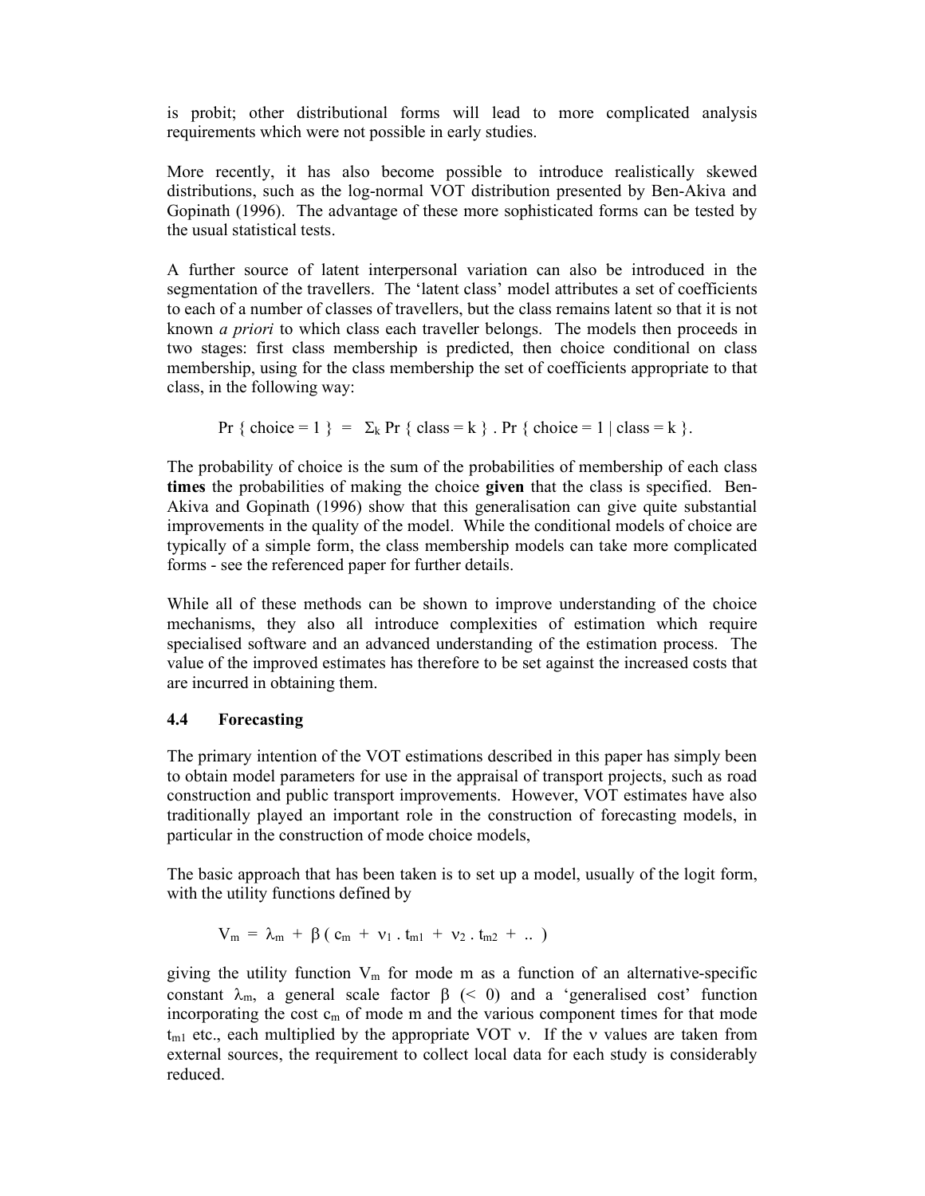is probit; other distributional forms will lead to more complicated analysis requirements which were not possible in early studies.

More recently, it has also become possible to introduce realistically skewed distributions, such as the log-normal VOT distribution presented by Ben-Akiva and Gopinath (1996). The advantage of these more sophisticated forms can be tested by the usual statistical tests.

A further source of latent interpersonal variation can also be introduced in the segmentation of the travellers. The 'latent class' model attributes a set of coefficients to each of a number of classes of travellers, but the class remains latent so that it is not known *a priori* to which class each traveller belongs. The models then proceeds in two stages: first class membership is predicted, then choice conditional on class membership, using for the class membership the set of coefficients appropriate to that class, in the following way:

$$\Pr\{\text{choice} = 1\} = \Sigma_k \Pr\{\text{class} = k\} . \Pr\{\text{choice} = 1 \mid \text{class} = k\}.$$

The probability of choice is the sum of the probabilities of membership of each class **times** the probabilities of making the choice **given** that the class is specified. Ben-Akiva and Gopinath (1996) show that this generalisation can give quite substantial improvements in the quality of the model. While the conditional models of choice are typically of a simple form, the class membership models can take more complicated forms - see the referenced paper for further details.

While all of these methods can be shown to improve understanding of the choice mechanisms, they also all introduce complexities of estimation which require specialised software and an advanced understanding of the estimation process. The value of the improved estimates has therefore to be set against the increased costs that are incurred in obtaining them.

### 4.4 Forecasting

The primary intention of the VOT estimations described in this paper has simply been to obtain model parameters for use in the appraisal of transport projects, such as road construction and public transport improvements. However, VOT estimates have also traditionally played an important role in the construction of forecasting models, in particular in the construction of mode choice models,

The basic approach that has been taken is to set up a model, usually of the logit form, with the utility functions defined by

$$V_m = \lambda_m + \beta ( c_m + \nu_1 . t_{m1} + \nu_2 . t_{m2} + .. )$$

giving the utility function $V_m$ for mode m as a function of an alternative-specific constant $\lambda_m$, a general scale factor $\beta$ ($< 0$) and a 'generalised cost' function incorporating the cost $c_m$ of mode m and the various component times for that mode $t_{m1}$ etc., each multiplied by the appropriate VOT $\nu$. If the $\nu$ values are taken from external sources, the requirement to collect local data for each study is considerably reduced.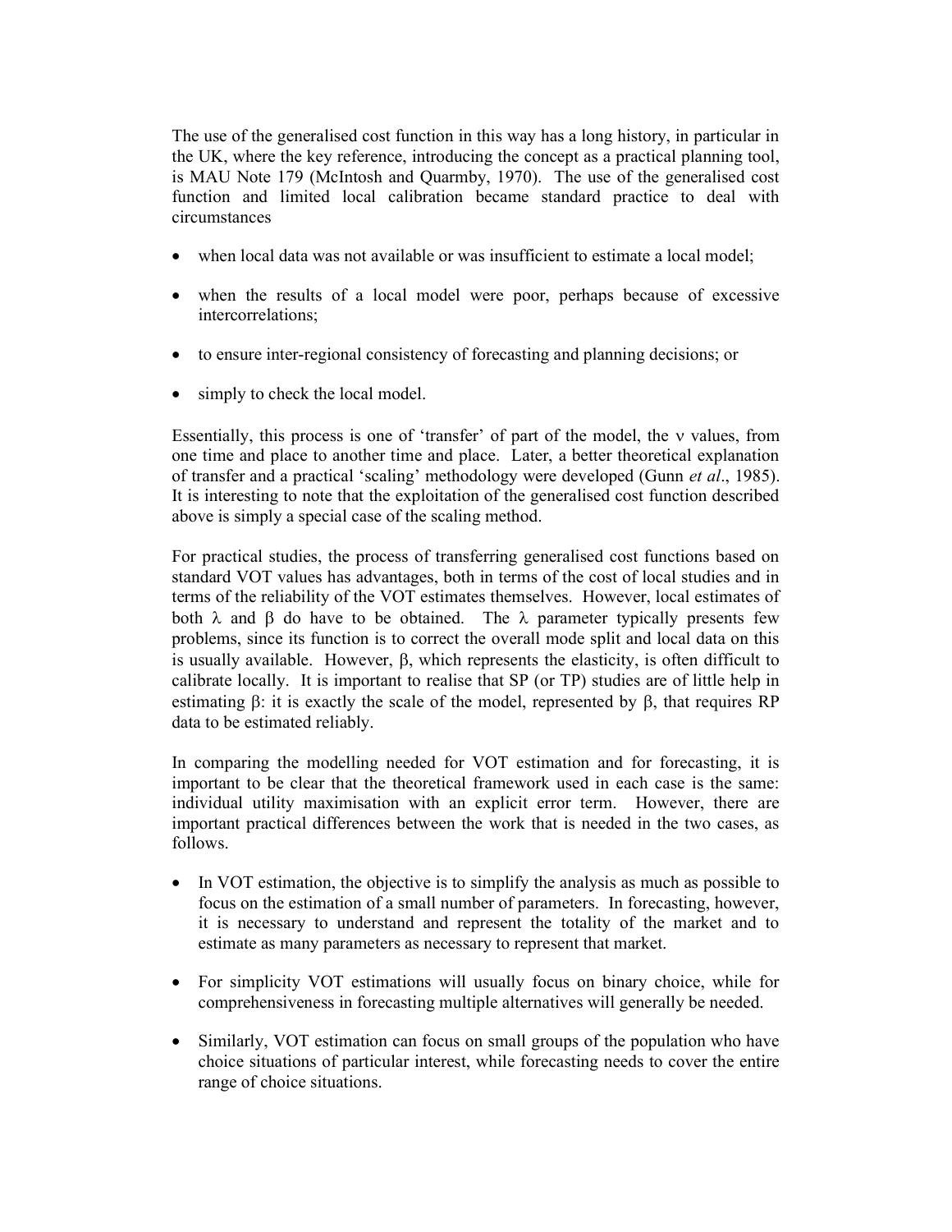The use of the generalised cost function in this way has a long history, in particular in the UK, where the key reference, introducing the concept as a practical planning tool, is MAU Note 179 (McIntosh and Quarmby, 1970). The use of the generalised cost function and limited local calibration became standard practice to deal with circumstances

- when local data was not available or was insufficient to estimate a local model;
- when the results of a local model were poor, perhaps because of excessive intercorrelations;
- to ensure inter-regional consistency of forecasting and planning decisions; or
- simply to check the local model.

Essentially, this process is one of 'transfer' of part of the model, the $\nu$ values, from one time and place to another time and place. Later, a better theoretical explanation of transfer and a practical 'scaling' methodology were developed (Gunn *et al*., 1985). It is interesting to note that the exploitation of the generalised cost function described above is simply a special case of the scaling method.

For practical studies, the process of transferring generalised cost functions based on standard VOT values has advantages, both in terms of the cost of local studies and in terms of the reliability of the VOT estimates themselves. However, local estimates of both $\lambda$ and $\beta$ do have to be obtained. The $\lambda$ parameter typically presents few problems, since its function is to correct the overall mode split and local data on this is usually available. However, $\beta$, which represents the elasticity, is often difficult to calibrate locally. It is important to realise that SP (or TP) studies are of little help in estimating $\beta$: it is exactly the scale of the model, represented by $\beta$, that requires RP data to be estimated reliably.

In comparing the modelling needed for VOT estimation and for forecasting, it is important to be clear that the theoretical framework used in each case is the same: individual utility maximisation with an explicit error term. However, there are important practical differences between the work that is needed in the two cases, as follows.

- In VOT estimation, the objective is to simplify the analysis as much as possible to focus on the estimation of a small number of parameters. In forecasting, however, it is necessary to understand and represent the totality of the market and to estimate as many parameters as necessary to represent that market.
- For simplicity VOT estimations will usually focus on binary choice, while for comprehensiveness in forecasting multiple alternatives will generally be needed.
- Similarly, VOT estimation can focus on small groups of the population who have choice situations of particular interest, while forecasting needs to cover the entire range of choice situations.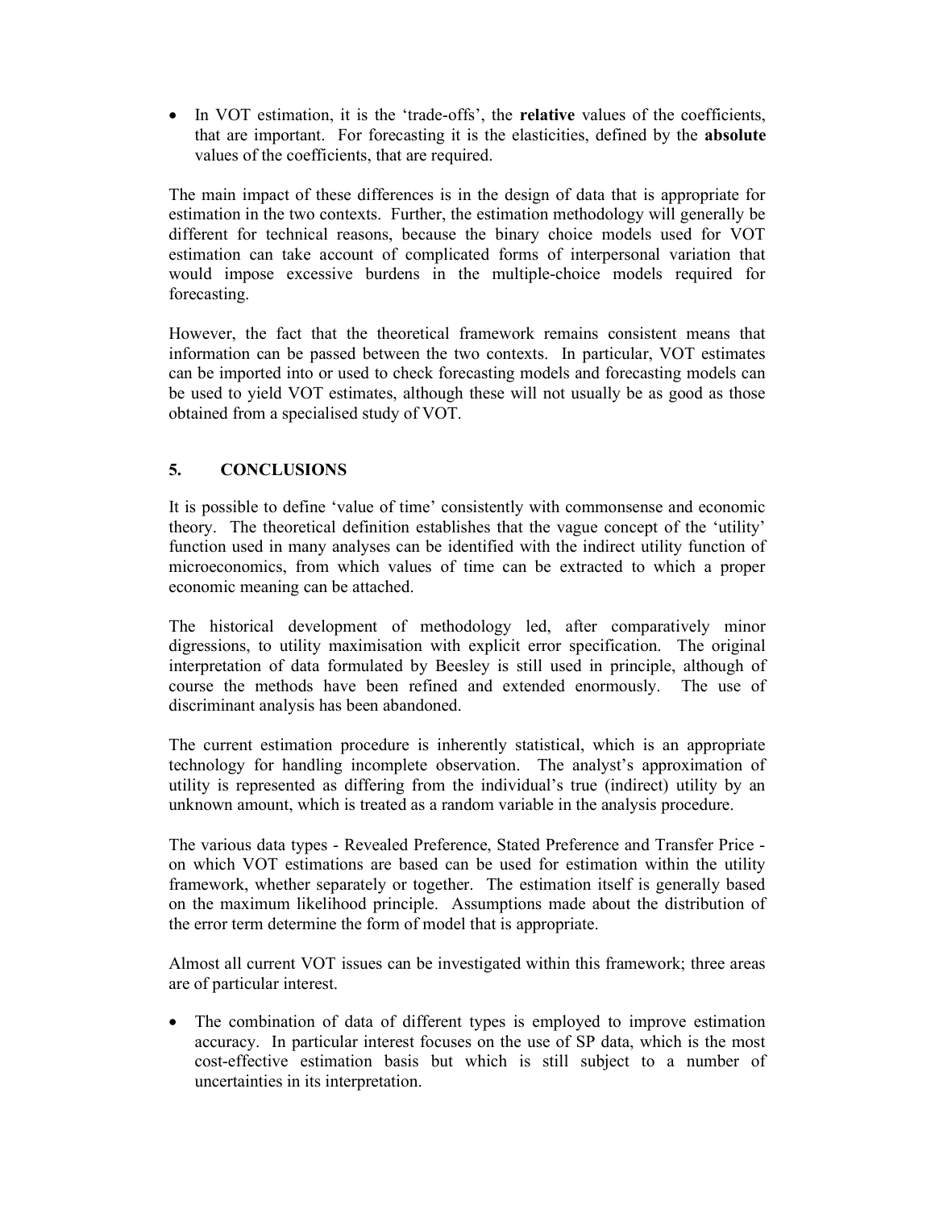- In VOT estimation, it is the 'trade-offs', the **relative** values of the coefficients, that are important. For forecasting it is the elasticities, defined by the **absolute** values of the coefficients, that are required.

The main impact of these differences is in the design of data that is appropriate for estimation in the two contexts. Further, the estimation methodology will generally be different for technical reasons, because the binary choice models used for VOT estimation can take account of complicated forms of interpersonal variation that would impose excessive burdens in the multiple-choice models required for forecasting.

However, the fact that the theoretical framework remains consistent means that information can be passed between the two contexts. In particular, VOT estimates can be imported into or used to check forecasting models and forecasting models can be used to yield VOT estimates, although these will not usually be as good as those obtained from a specialised study of VOT.

## 5. CONCLUSIONS

It is possible to define 'value of time' consistently with commonsense and economic theory. The theoretical definition establishes that the vague concept of the 'utility' function used in many analyses can be identified with the indirect utility function of microeconomics, from which values of time can be extracted to which a proper economic meaning can be attached.

The historical development of methodology led, after comparatively minor digressions, to utility maximisation with explicit error specification. The original interpretation of data formulated by Beesley is still used in principle, although of course the methods have been refined and extended enormously. The use of discriminant analysis has been abandoned.

The current estimation procedure is inherently statistical, which is an appropriate technology for handling incomplete observation. The analyst's approximation of utility is represented as differing from the individual's true (indirect) utility by an unknown amount, which is treated as a random variable in the analysis procedure.

The various data types - Revealed Preference, Stated Preference and Transfer Price - on which VOT estimations are based can be used for estimation within the utility framework, whether separately or together. The estimation itself is generally based on the maximum likelihood principle. Assumptions made about the distribution of the error term determine the form of model that is appropriate.

Almost all current VOT issues can be investigated within this framework; three areas are of particular interest.

- The combination of data of different types is employed to improve estimation accuracy. In particular interest focuses on the use of SP data, which is the most cost-effective estimation basis but which is still subject to a number of uncertainties in its interpretation.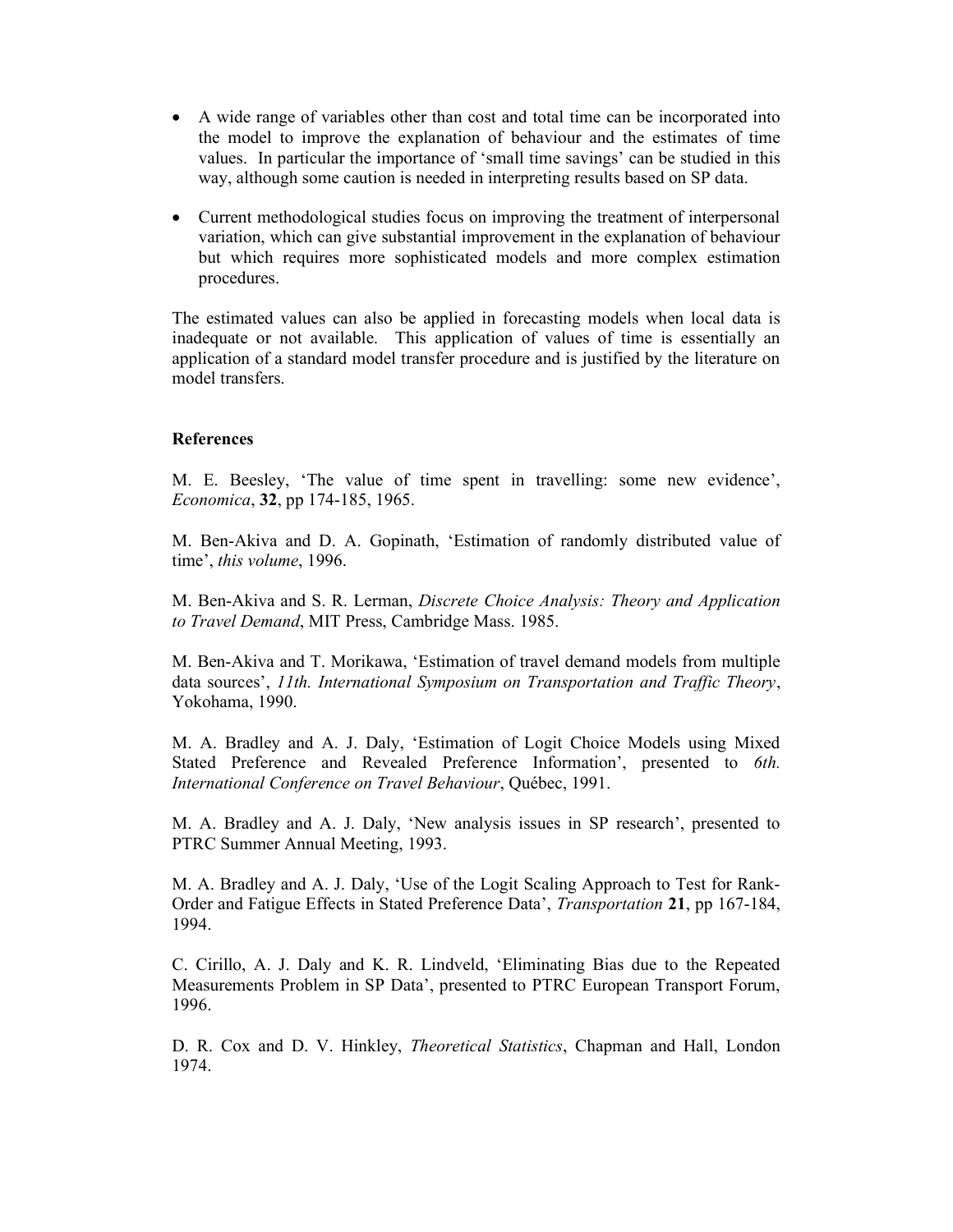- A wide range of variables other than cost and total time can be incorporated into the model to improve the explanation of behaviour and the estimates of time values. In particular the importance of 'small time savings' can be studied in this way, although some caution is needed in interpreting results based on SP data.

- Current methodological studies focus on improving the treatment of interpersonal variation, which can give substantial improvement in the explanation of behaviour but which requires more sophisticated models and more complex estimation procedures.

The estimated values can also be applied in forecasting models when local data is inadequate or not available. This application of values of time is essentially an application of a standard model transfer procedure and is justified by the literature on model transfers.

**References**

M. E. Beesley, 'The value of time spent in travelling: some new evidence', *Economica*, **32**, pp 174-185, 1965.

M. Ben-Akiva and D. A. Gopinath, 'Estimation of randomly distributed value of time', *this volume*, 1996.

M. Ben-Akiva and S. R. Lerman, *Discrete Choice Analysis: Theory and Application to Travel Demand*, MIT Press, Cambridge Mass. 1985.

M. Ben-Akiva and T. Morikawa, 'Estimation of travel demand models from multiple data sources', *11th. International Symposium on Transportation and Traffic Theory*, Yokohama, 1990.

M. A. Bradley and A. J. Daly, 'Estimation of Logit Choice Models using Mixed Stated Preference and Revealed Preference Information', presented to *6th. International Conference on Travel Behaviour*, Québec, 1991.

M. A. Bradley and A. J. Daly, 'New analysis issues in SP research', presented to PTRC Summer Annual Meeting, 1993.

M. A. Bradley and A. J. Daly, 'Use of the Logit Scaling Approach to Test for Rank-Order and Fatigue Effects in Stated Preference Data', *Transportation* **21**, pp 167-184, 1994.

C. Cirillo, A. J. Daly and K. R. Lindveld, 'Eliminating Bias due to the Repeated Measurements Problem in SP Data', presented to PTRC European Transport Forum, 1996.

D. R. Cox and D. V. Hinkley, *Theoretical Statistics*, Chapman and Hall, London 1974.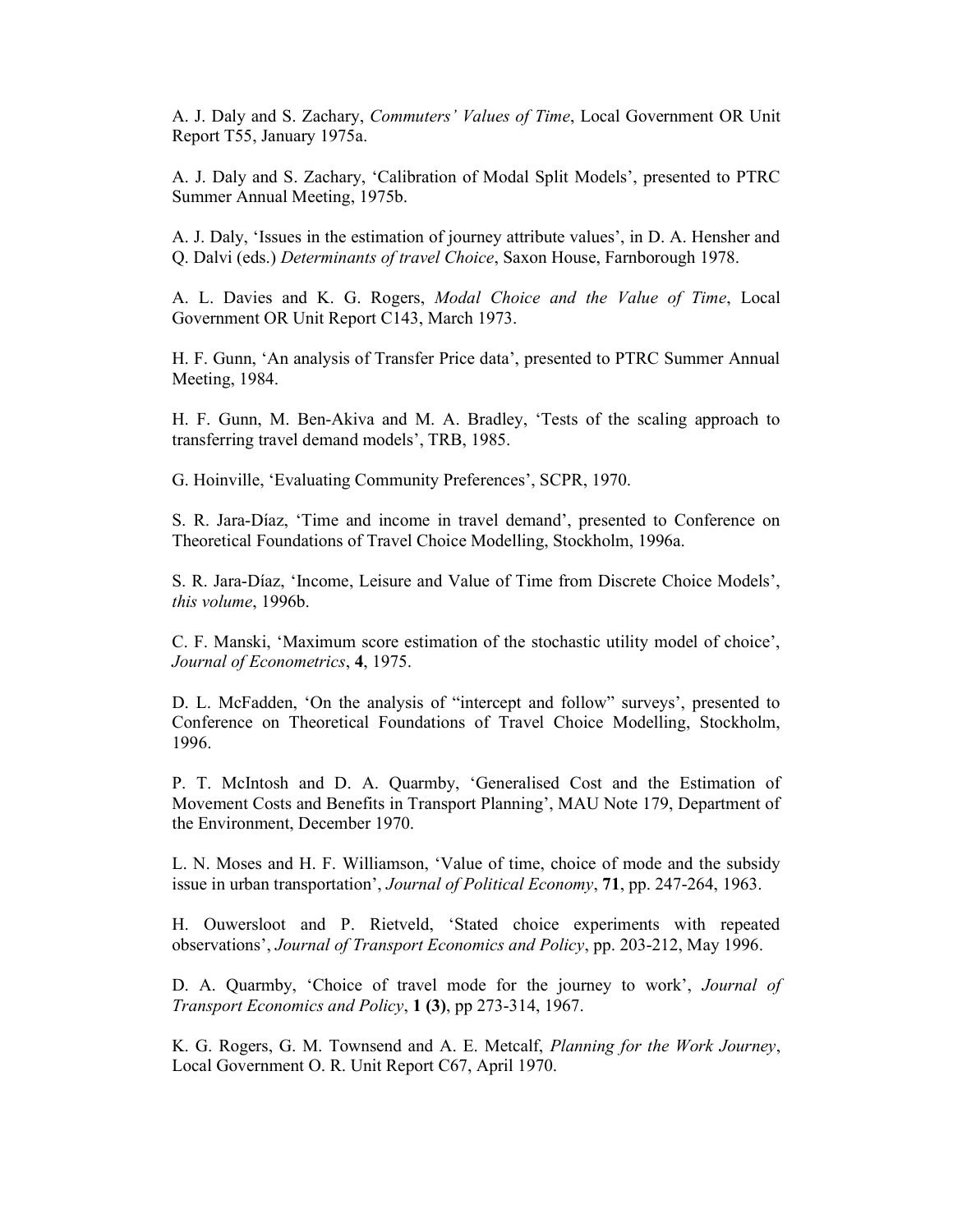A. J. Daly and S. Zachary, *Commuters' Values of Time*, Local Government OR Unit Report T55, January 1975a.

A. J. Daly and S. Zachary, 'Calibration of Modal Split Models', presented to PTRC Summer Annual Meeting, 1975b.

A. J. Daly, 'Issues in the estimation of journey attribute values', in D. A. Hensher and Q. Dalvi (eds.) *Determinants of travel Choice*, Saxon House, Farnborough 1978.

A. L. Davies and K. G. Rogers, *Modal Choice and the Value of Time*, Local Government OR Unit Report C143, March 1973.

H. F. Gunn, 'An analysis of Transfer Price data', presented to PTRC Summer Annual Meeting, 1984.

H. F. Gunn, M. Ben-Akiva and M. A. Bradley, 'Tests of the scaling approach to transferring travel demand models', TRB, 1985.

G. Hoinville, 'Evaluating Community Preferences', SCPR, 1970.

S. R. Jara-Díaz, 'Time and income in travel demand', presented to Conference on Theoretical Foundations of Travel Choice Modelling, Stockholm, 1996a.

S. R. Jara-Díaz, 'Income, Leisure and Value of Time from Discrete Choice Models', *this volume*, 1996b.

C. F. Manski, 'Maximum score estimation of the stochastic utility model of choice', *Journal of Econometrics*, **4**, 1975.

D. L. McFadden, 'On the analysis of "intercept and follow" surveys', presented to Conference on Theoretical Foundations of Travel Choice Modelling, Stockholm, 1996.

P. T. McIntosh and D. A. Quarmby, 'Generalised Cost and the Estimation of Movement Costs and Benefits in Transport Planning', MAU Note 179, Department of the Environment, December 1970.

L. N. Moses and H. F. Williamson, 'Value of time, choice of mode and the subsidy issue in urban transportation', *Journal of Political Economy*, **71**, pp. 247-264, 1963.

H. Ouwersloot and P. Rietveld, 'Stated choice experiments with repeated observations', *Journal of Transport Economics and Policy*, pp. 203-212, May 1996.

D. A. Quarmby, 'Choice of travel mode for the journey to work', *Journal of Transport Economics and Policy*, **1 (3)**, pp 273-314, 1967.

K. G. Rogers, G. M. Townsend and A. E. Metcalf, *Planning for the Work Journey*, Local Government O. R. Unit Report C67, April 1970.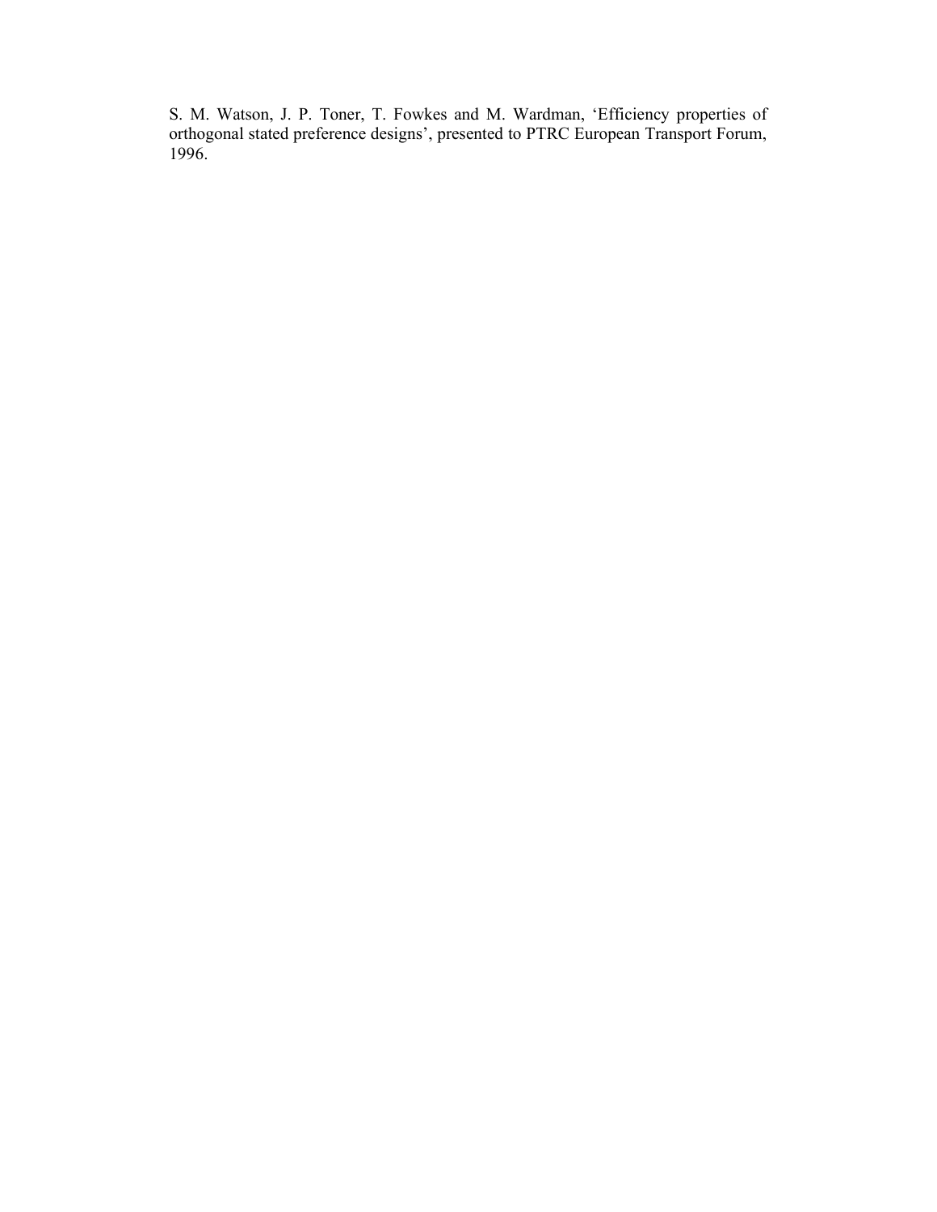S. M. Watson, J. P. Toner, T. Fowkes and M. Wardman, ‘Efficiency properties of orthogonal stated preference designs’, presented to PTRC European Transport Forum, 1996.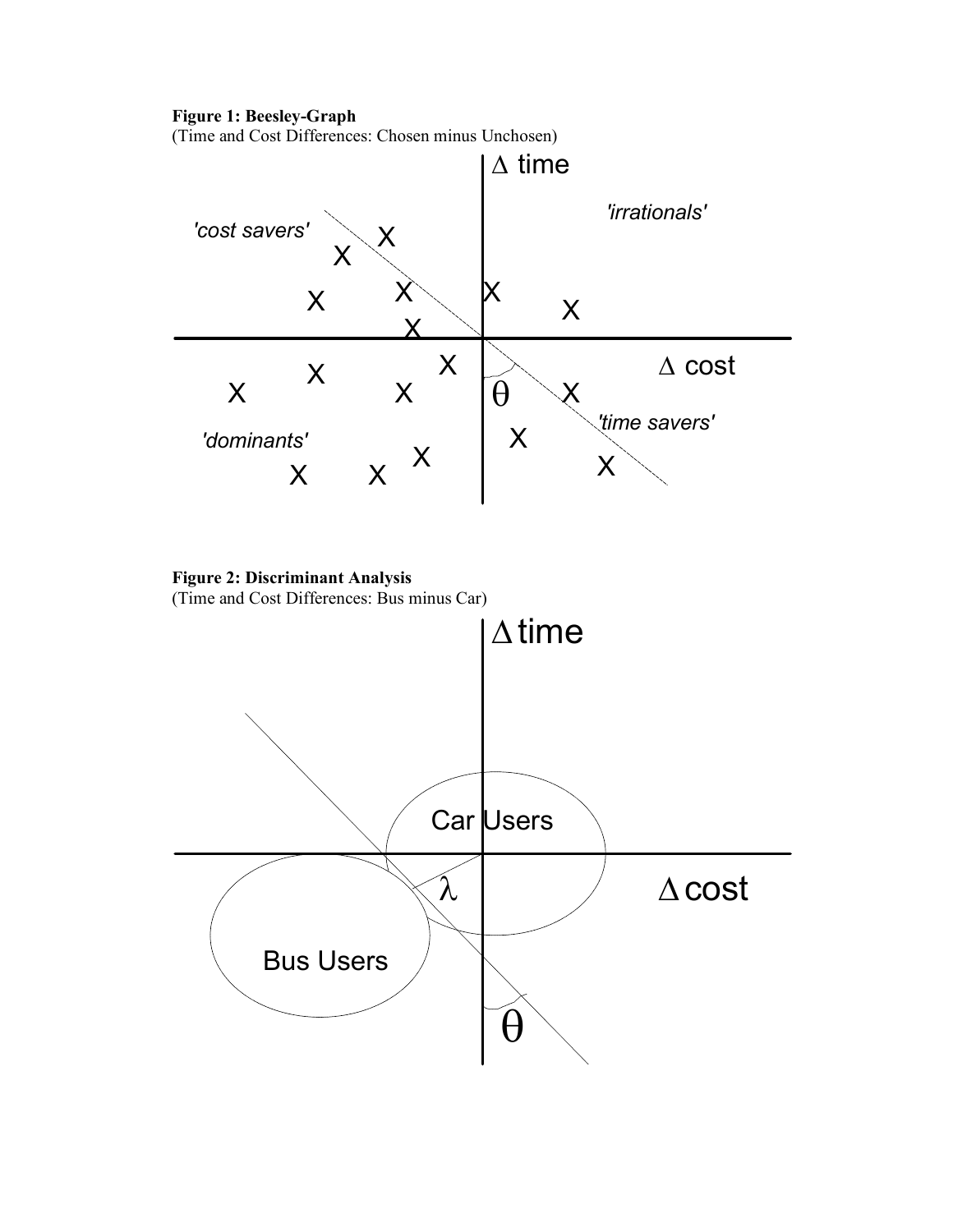**Figure 1: Beesley-Graph**
(Time and Cost Differences: Chosen minus Unchosen)

$\Delta$ time

'irrationals'

'cost savers'

$\Delta$ cost

$\theta$

'time savers'

'dominants'

**Figure 2: Discriminant Analysis**
(Time and Cost Differences: Bus minus Car)

$\Delta$time

Car Users

$\lambda$

$\Delta$cost

Bus Users

$\theta$